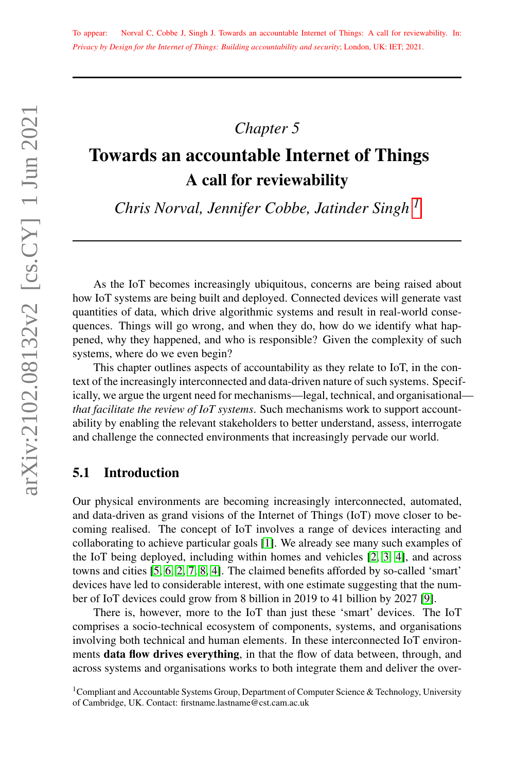To appear: Norval C, Cobbe J, Singh J. Towards an accountable Internet of Things: A call for reviewability. In: *Privacy by Design for the Internet of Things: Building accountability and security*; London, UK: IET; 2021.

*Chapter 5*

# Towards an accountable Internet of Things
## A call for reviewability

*Chris Norval, Jennifer Cobbe, Jatinder Singh* [1]

As the IoT becomes increasingly ubiquitous, concerns are being raised about how IoT systems are being built and deployed. Connected devices will generate vast quantities of data, which drive algorithmic systems and result in real-world consequences. Things will go wrong, and when they do, how do we identify what happened, why they happened, and who is responsible? Given the complexity of such systems, where do we even begin?

This chapter outlines aspects of accountability as they relate to IoT, in the context of the increasingly interconnected and data-driven nature of such systems. Specifically, we argue the urgent need for mechanisms—legal, technical, and organisational—*that facilitate the review of IoT systems*. Such mechanisms work to support accountability by enabling the relevant stakeholders to better understand, assess, interrogate and challenge the connected environments that increasingly pervade our world.

## 5.1 Introduction

Our physical environments are becoming increasingly interconnected, automated, and data-driven as grand visions of the Internet of Things (IoT) move closer to becoming realised. The concept of IoT involves a range of devices interacting and collaborating to achieve particular goals [1]. We already see many such examples of the IoT being deployed, including within homes and vehicles [2, 3, 4], and across towns and cities [5, 6, 2, 7, 8, 4]. The claimed benefits afforded by so-called 'smart' devices have led to considerable interest, with one estimate suggesting that the number of IoT devices could grow from 8 billion in 2019 to 41 billion by 2027 [9].

There is, however, more to the IoT than just these 'smart' devices. The IoT comprises a socio-technical ecosystem of components, systems, and organisations involving both technical and human elements. In these interconnected IoT environments **data flow drives everything**, in that the flow of data between, through, and across systems and organisations works to both integrate them and deliver the over-

[1] Compliant and Accountable Systems Group, Department of Computer Science & Technology, University of Cambridge, UK. Contact: firstname.lastname@cst.cam.ac.uk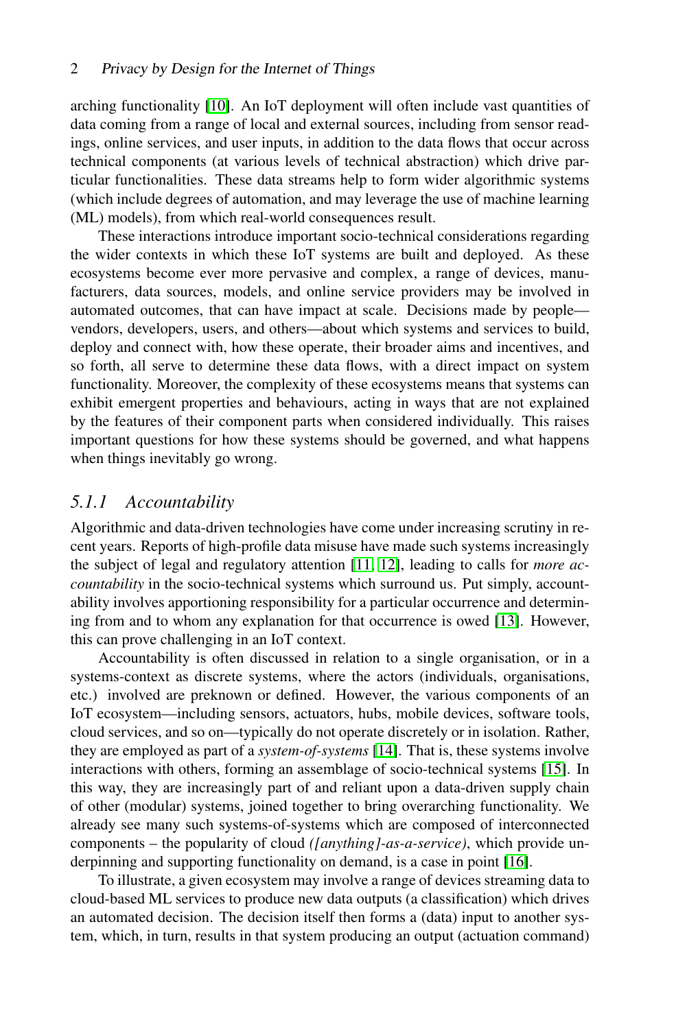arching functionality [10]. An IoT deployment will often include vast quantities of data coming from a range of local and external sources, including from sensor readings, online services, and user inputs, in addition to the data flows that occur across technical components (at various levels of technical abstraction) which drive particular functionalities. These data streams help to form wider algorithmic systems (which include degrees of automation, and may leverage the use of machine learning (ML) models), from which real-world consequences result.

These interactions introduce important socio-technical considerations regarding the wider contexts in which these IoT systems are built and deployed. As these ecosystems become ever more pervasive and complex, a range of devices, manufacturers, data sources, models, and online service providers may be involved in automated outcomes, that can have impact at scale. Decisions made by people—vendors, developers, users, and others—about which systems and services to build, deploy and connect with, how these operate, their broader aims and incentives, and so forth, all serve to determine these data flows, with a direct impact on system functionality. Moreover, the complexity of these ecosystems means that systems can exhibit emergent properties and behaviours, acting in ways that are not explained by the features of their component parts when considered individually. This raises important questions for how these systems should be governed, and what happens when things inevitably go wrong.

### *5.1.1 Accountability*

Algorithmic and data-driven technologies have come under increasing scrutiny in recent years. Reports of high-profile data misuse have made such systems increasingly the subject of legal and regulatory attention [11, 12], leading to calls for *more accountability* in the socio-technical systems which surround us. Put simply, accountability involves apportioning responsibility for a particular occurrence and determining from and to whom any explanation for that occurrence is owed [13]. However, this can prove challenging in an IoT context.

Accountability is often discussed in relation to a single organisation, or in a systems-context as discrete systems, where the actors (individuals, organisations, etc.) involved are preknown or defined. However, the various components of an IoT ecosystem—including sensors, actuators, hubs, mobile devices, software tools, cloud services, and so on—typically do not operate discretely or in isolation. Rather, they are employed as part of a *system-of-systems* [14]. That is, these systems involve interactions with others, forming an assemblage of socio-technical systems [15]. In this way, they are increasingly part of and reliant upon a data-driven supply chain of other (modular) systems, joined together to bring overarching functionality. We already see many such systems-of-systems which are composed of interconnected components – the popularity of cloud *([anything]-as-a-service)*, which provide underpinning and supporting functionality on demand, is a case in point [16].

To illustrate, a given ecosystem may involve a range of devices streaming data to cloud-based ML services to produce new data outputs (a classification) which drives an automated decision. The decision itself then forms a (data) input to another system, which, in turn, results in that system producing an output (actuation command)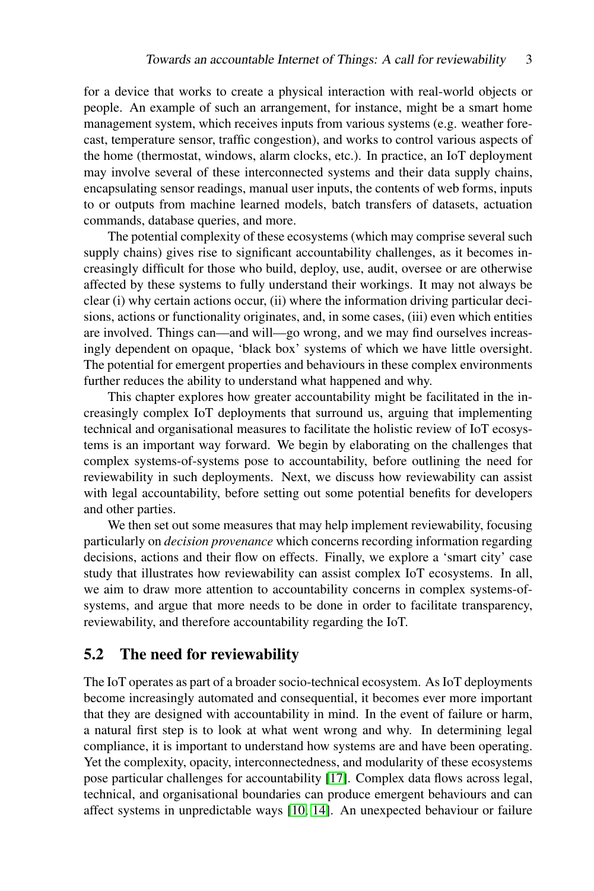for a device that works to create a physical interaction with real-world objects or people. An example of such an arrangement, for instance, might be a smart home management system, which receives inputs from various systems (e.g. weather forecast, temperature sensor, traffic congestion), and works to control various aspects of the home (thermostat, windows, alarm clocks, etc.). In practice, an IoT deployment may involve several of these interconnected systems and their data supply chains, encapsulating sensor readings, manual user inputs, the contents of web forms, inputs to or outputs from machine learned models, batch transfers of datasets, actuation commands, database queries, and more.

The potential complexity of these ecosystems (which may comprise several such supply chains) gives rise to significant accountability challenges, as it becomes increasingly difficult for those who build, deploy, use, audit, oversee or are otherwise affected by these systems to fully understand their workings. It may not always be clear (i) why certain actions occur, (ii) where the information driving particular decisions, actions or functionality originates, and, in some cases, (iii) even which entities are involved. Things can—and will—go wrong, and we may find ourselves increasingly dependent on opaque, 'black box' systems of which we have little oversight. The potential for emergent properties and behaviours in these complex environments further reduces the ability to understand what happened and why.

This chapter explores how greater accountability might be facilitated in the increasingly complex IoT deployments that surround us, arguing that implementing technical and organisational measures to facilitate the holistic review of IoT ecosystems is an important way forward. We begin by elaborating on the challenges that complex systems-of-systems pose to accountability, before outlining the need for reviewability in such deployments. Next, we discuss how reviewability can assist with legal accountability, before setting out some potential benefits for developers and other parties.

We then set out some measures that may help implement reviewability, focusing particularly on *decision provenance* which concerns recording information regarding decisions, actions and their flow on effects. Finally, we explore a 'smart city' case study that illustrates how reviewability can assist complex IoT ecosystems. In all, we aim to draw more attention to accountability concerns in complex systems-of-systems, and argue that more needs to be done in order to facilitate transparency, reviewability, and therefore accountability regarding the IoT.

## 5.2 The need for reviewability

The IoT operates as part of a broader socio-technical ecosystem. As IoT deployments become increasingly automated and consequential, it becomes ever more important that they are designed with accountability in mind. In the event of failure or harm, a natural first step is to look at what went wrong and why. In determining legal compliance, it is important to understand how systems are and have been operating. Yet the complexity, opacity, interconnectedness, and modularity of these ecosystems pose particular challenges for accountability [17]. Complex data flows across legal, technical, and organisational boundaries can produce emergent behaviours and can affect systems in unpredictable ways [10, 14]. An unexpected behaviour or failure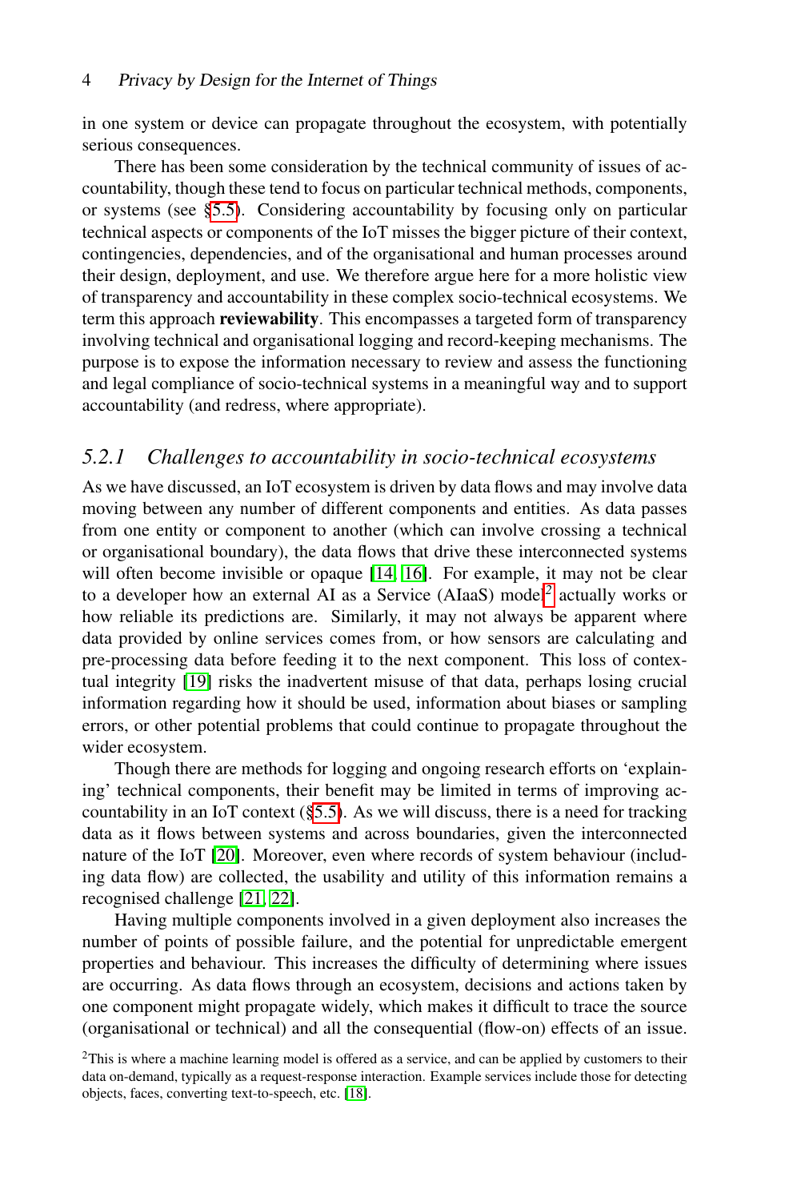in one system or device can propagate throughout the ecosystem, with potentially serious consequences.

There has been some consideration by the technical community of issues of accountability, though these tend to focus on particular technical methods, components, or systems (see §5.5). Considering accountability by focusing only on particular technical aspects or components of the IoT misses the bigger picture of their context, contingencies, dependencies, and of the organisational and human processes around their design, deployment, and use. We therefore argue here for a more holistic view of transparency and accountability in these complex socio-technical ecosystems. We term this approach **reviewability**. This encompasses a targeted form of transparency involving technical and organisational logging and record-keeping mechanisms. The purpose is to expose the information necessary to review and assess the functioning and legal compliance of socio-technical systems in a meaningful way and to support accountability (and redress, where appropriate).

### *5.2.1 Challenges to accountability in socio-technical ecosystems*

As we have discussed, an IoT ecosystem is driven by data flows and may involve data moving between any number of different components and entities. As data passes from one entity or component to another (which can involve crossing a technical or organisational boundary), the data flows that drive these interconnected systems will often become invisible or opaque [14, 16]. For example, it may not be clear to a developer how an external AI as a Service (AIaaS) model[2] actually works or how reliable its predictions are. Similarly, it may not always be apparent where data provided by online services comes from, or how sensors are calculating and pre-processing data before feeding it to the next component. This loss of contextual integrity [19] risks the inadvertent misuse of that data, perhaps losing crucial information regarding how it should be used, information about biases or sampling errors, or other potential problems that could continue to propagate throughout the wider ecosystem.

Though there are methods for logging and ongoing research efforts on 'explaining' technical components, their benefit may be limited in terms of improving accountability in an IoT context (§5.5). As we will discuss, there is a need for tracking data as it flows between systems and across boundaries, given the interconnected nature of the IoT [20]. Moreover, even where records of system behaviour (including data flow) are collected, the usability and utility of this information remains a recognised challenge [21, 22].

Having multiple components involved in a given deployment also increases the number of points of possible failure, and the potential for unpredictable emergent properties and behaviour. This increases the difficulty of determining where issues are occurring. As data flows through an ecosystem, decisions and actions taken by one component might propagate widely, which makes it difficult to trace the source (organisational or technical) and all the consequential (flow-on) effects of an issue.

[2] This is where a machine learning model is offered as a service, and can be applied by customers to their data on-demand, typically as a request-response interaction. Example services include those for detecting objects, faces, converting text-to-speech, etc. [18].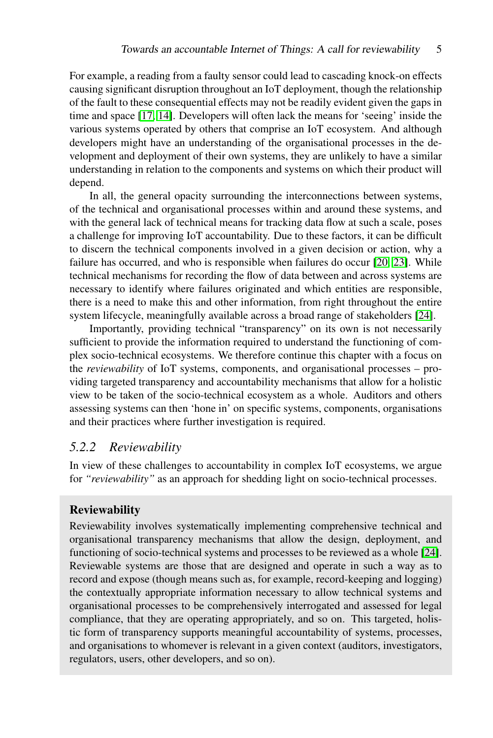For example, a reading from a faulty sensor could lead to cascading knock-on effects causing significant disruption throughout an IoT deployment, though the relationship of the fault to these consequential effects may not be readily evident given the gaps in time and space [17, 14]. Developers will often lack the means for 'seeing' inside the various systems operated by others that comprise an IoT ecosystem. And although developers might have an understanding of the organisational processes in the development and deployment of their own systems, they are unlikely to have a similar understanding in relation to the components and systems on which their product will depend.

In all, the general opacity surrounding the interconnections between systems, of the technical and organisational processes within and around these systems, and with the general lack of technical means for tracking data flow at such a scale, poses a challenge for improving IoT accountability. Due to these factors, it can be difficult to discern the technical components involved in a given decision or action, why a failure has occurred, and who is responsible when failures do occur [20, 23]. While technical mechanisms for recording the flow of data between and across systems are necessary to identify where failures originated and which entities are responsible, there is a need to make this and other information, from right throughout the entire system lifecycle, meaningfully available across a broad range of stakeholders [24].

Importantly, providing technical "transparency" on its own is not necessarily sufficient to provide the information required to understand the functioning of complex socio-technical ecosystems. We therefore continue this chapter with a focus on the *reviewability* of IoT systems, components, and organisational processes – providing targeted transparency and accountability mechanisms that allow for a holistic view to be taken of the socio-technical ecosystem as a whole. Auditors and others assessing systems can then 'hone in' on specific systems, components, organisations and their practices where further investigation is required.

### 5.2.2 Reviewability

In view of these challenges to accountability in complex IoT ecosystems, we argue for *"reviewability"* as an approach for shedding light on socio-technical processes.

**Reviewability**

Reviewability involves systematically implementing comprehensive technical and organisational transparency mechanisms that allow the design, deployment, and functioning of socio-technical systems and processes to be reviewed as a whole [24]. Reviewable systems are those that are designed and operate in such a way as to record and expose (though means such as, for example, record-keeping and logging) the contextually appropriate information necessary to allow technical systems and organisational processes to be comprehensively interrogated and assessed for legal compliance, that they are operating appropriately, and so on. This targeted, holistic form of transparency supports meaningful accountability of systems, processes, and organisations to whomever is relevant in a given context (auditors, investigators, regulators, users, other developers, and so on).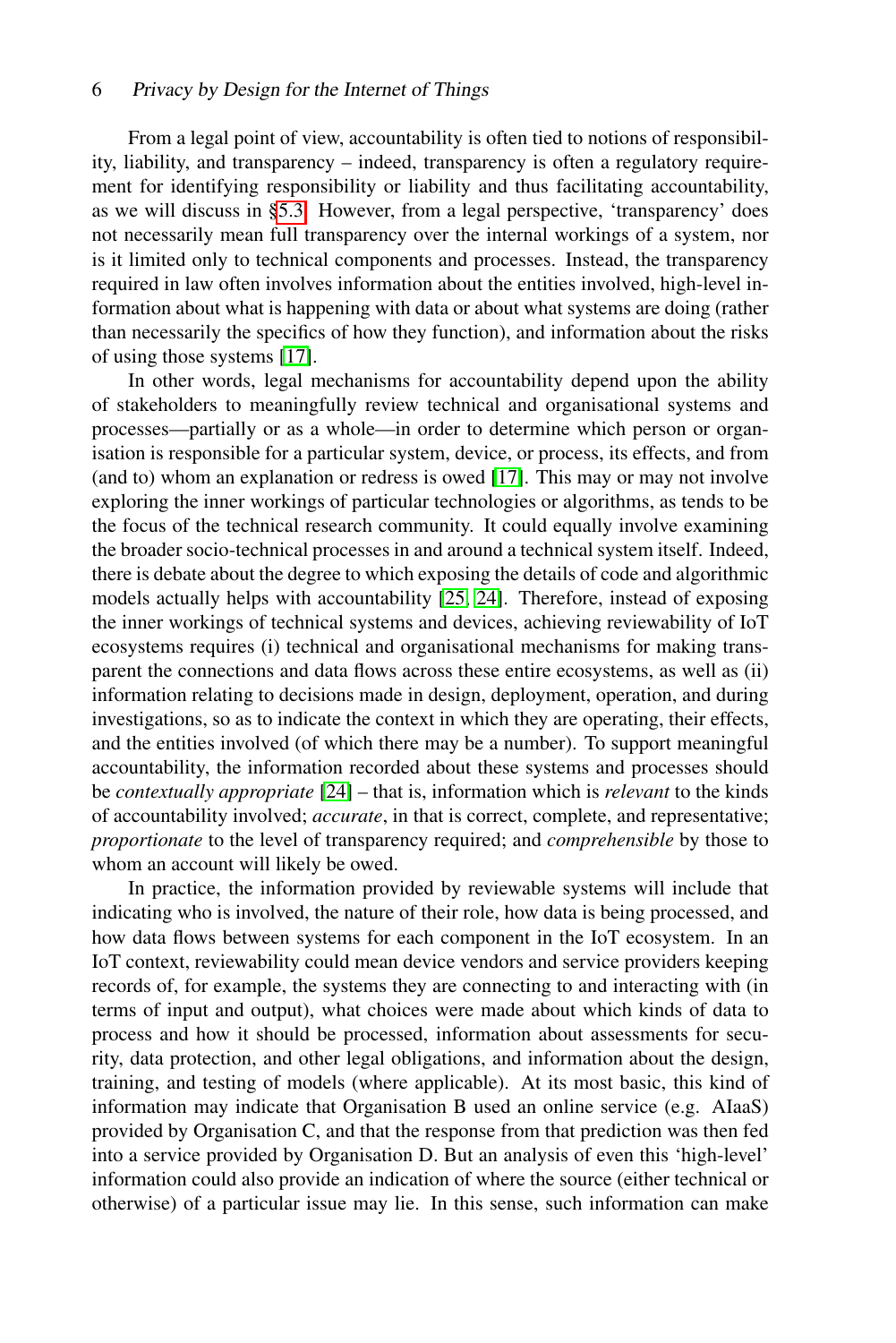From a legal point of view, accountability is often tied to notions of responsibility, liability, and transparency – indeed, transparency is often a regulatory requirement for identifying responsibility or liability and thus facilitating accountability, as we will discuss in §5.3. However, from a legal perspective, 'transparency' does not necessarily mean full transparency over the internal workings of a system, nor is it limited only to technical components and processes. Instead, the transparency required in law often involves information about the entities involved, high-level information about what is happening with data or about what systems are doing (rather than necessarily the specifics of how they function), and information about the risks of using those systems [17].

In other words, legal mechanisms for accountability depend upon the ability of stakeholders to meaningfully review technical and organisational systems and processes—partially or as a whole—in order to determine which person or organisation is responsible for a particular system, device, or process, its effects, and from (and to) whom an explanation or redress is owed [17]. This may or may not involve exploring the inner workings of particular technologies or algorithms, as tends to be the focus of the technical research community. It could equally involve examining the broader socio-technical processes in and around a technical system itself. Indeed, there is debate about the degree to which exposing the details of code and algorithmic models actually helps with accountability [25, 24]. Therefore, instead of exposing the inner workings of technical systems and devices, achieving reviewability of IoT ecosystems requires (i) technical and organisational mechanisms for making transparent the connections and data flows across these entire ecosystems, as well as (ii) information relating to decisions made in design, deployment, operation, and during investigations, so as to indicate the context in which they are operating, their effects, and the entities involved (of which there may be a number). To support meaningful accountability, the information recorded about these systems and processes should be *contextually appropriate* [24] – that is, information which is *relevant* to the kinds of accountability involved; *accurate*, in that is correct, complete, and representative; *proportionate* to the level of transparency required; and *comprehensible* by those to whom an account will likely be owed.

In practice, the information provided by reviewable systems will include that indicating who is involved, the nature of their role, how data is being processed, and how data flows between systems for each component in the IoT ecosystem. In an IoT context, reviewability could mean device vendors and service providers keeping records of, for example, the systems they are connecting to and interacting with (in terms of input and output), what choices were made about which kinds of data to process and how it should be processed, information about assessments for security, data protection, and other legal obligations, and information about the design, training, and testing of models (where applicable). At its most basic, this kind of information may indicate that Organisation B used an online service (e.g. AIaaS) provided by Organisation C, and that the response from that prediction was then fed into a service provided by Organisation D. But an analysis of even this 'high-level' information could also provide an indication of where the source (either technical or otherwise) of a particular issue may lie. In this sense, such information can make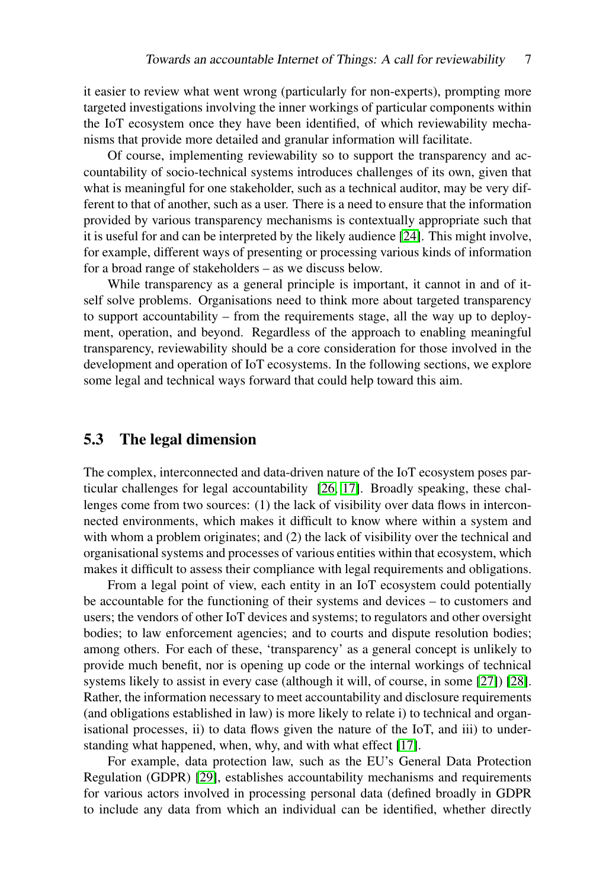it easier to review what went wrong (particularly for non-experts), prompting more targeted investigations involving the inner workings of particular components within the IoT ecosystem once they have been identified, of which reviewability mechanisms that provide more detailed and granular information will facilitate.

Of course, implementing reviewability so to support the transparency and accountability of socio-technical systems introduces challenges of its own, given that what is meaningful for one stakeholder, such as a technical auditor, may be very different to that of another, such as a user. There is a need to ensure that the information provided by various transparency mechanisms is contextually appropriate such that it is useful for and can be interpreted by the likely audience [24]. This might involve, for example, different ways of presenting or processing various kinds of information for a broad range of stakeholders – as we discuss below.

While transparency as a general principle is important, it cannot in and of itself solve problems. Organisations need to think more about targeted transparency to support accountability – from the requirements stage, all the way up to deployment, operation, and beyond. Regardless of the approach to enabling meaningful transparency, reviewability should be a core consideration for those involved in the development and operation of IoT ecosystems. In the following sections, we explore some legal and technical ways forward that could help toward this aim.

## 5.3 The legal dimension

The complex, interconnected and data-driven nature of the IoT ecosystem poses particular challenges for legal accountability [26, 17]. Broadly speaking, these challenges come from two sources: (1) the lack of visibility over data flows in interconnected environments, which makes it difficult to know where within a system and with whom a problem originates; and (2) the lack of visibility over the technical and organisational systems and processes of various entities within that ecosystem, which makes it difficult to assess their compliance with legal requirements and obligations.

From a legal point of view, each entity in an IoT ecosystem could potentially be accountable for the functioning of their systems and devices – to customers and users; the vendors of other IoT devices and systems; to regulators and other oversight bodies; to law enforcement agencies; and to courts and dispute resolution bodies; among others. For each of these, 'transparency' as a general concept is unlikely to provide much benefit, nor is opening up code or the internal workings of technical systems likely to assist in every case (although it will, of course, in some [27]) [28]. Rather, the information necessary to meet accountability and disclosure requirements (and obligations established in law) is more likely to relate i) to technical and organisational processes, ii) to data flows given the nature of the IoT, and iii) to understanding what happened, when, why, and with what effect [17].

For example, data protection law, such as the EU's General Data Protection Regulation (GDPR) [29], establishes accountability mechanisms and requirements for various actors involved in processing personal data (defined broadly in GDPR to include any data from which an individual can be identified, whether directly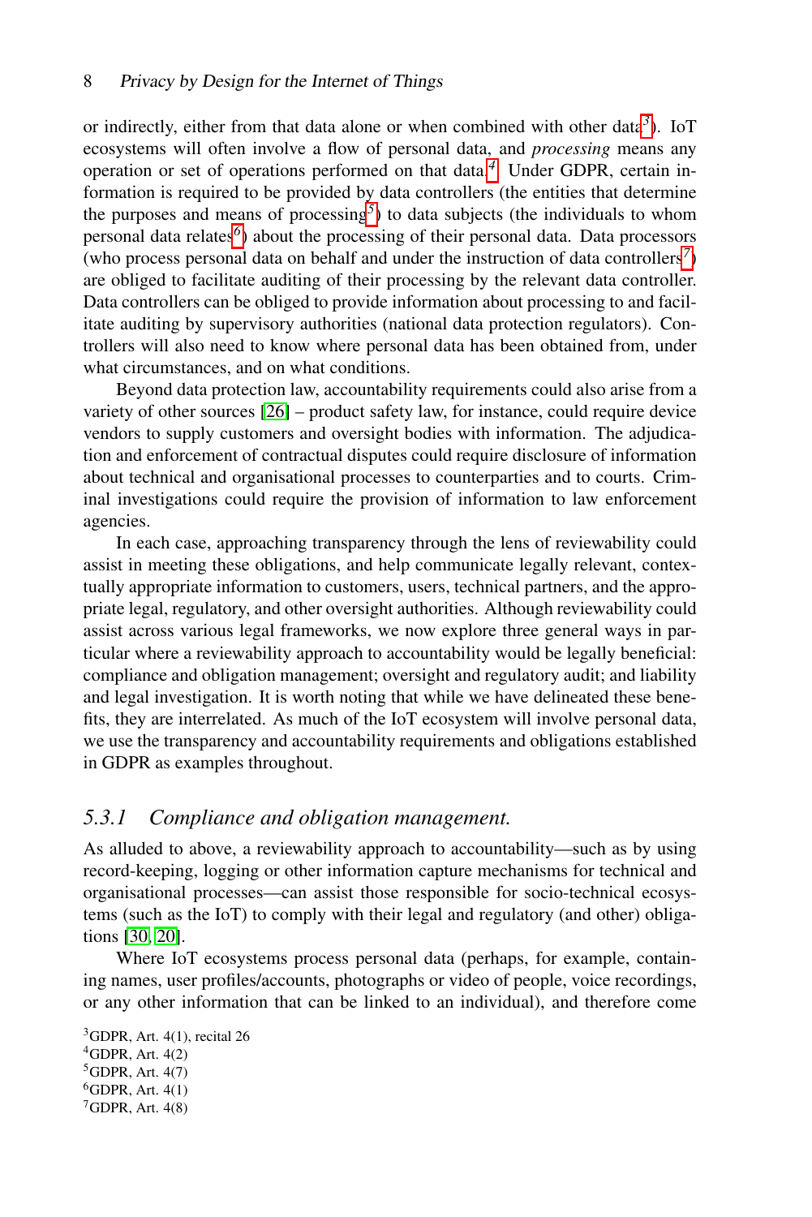or indirectly, either from that data alone or when combined with other data[3]). IoT ecosystems will often involve a flow of personal data, and *processing* means any operation or set of operations performed on that data.[4] Under GDPR, certain information is required to be provided by data controllers (the entities that determine the purposes and means of processing[5]) to data subjects (the individuals to whom personal data relates[6]) about the processing of their personal data. Data processors (who process personal data on behalf and under the instruction of data controllers[7]) are obliged to facilitate auditing of their processing by the relevant data controller. Data controllers can be obliged to provide information about processing to and facilitate auditing by supervisory authorities (national data protection regulators). Controllers will also need to know where personal data has been obtained from, under what circumstances, and on what conditions.

Beyond data protection law, accountability requirements could also arise from a variety of other sources [26] – product safety law, for instance, could require device vendors to supply customers and oversight bodies with information. The adjudication and enforcement of contractual disputes could require disclosure of information about technical and organisational processes to counterparties and to courts. Criminal investigations could require the provision of information to law enforcement agencies.

In each case, approaching transparency through the lens of reviewability could assist in meeting these obligations, and help communicate legally relevant, contextually appropriate information to customers, users, technical partners, and the appropriate legal, regulatory, and other oversight authorities. Although reviewability could assist across various legal frameworks, we now explore three general ways in particular where a reviewability approach to accountability would be legally beneficial: compliance and obligation management; oversight and regulatory audit; and liability and legal investigation. It is worth noting that while we have delineated these benefits, they are interrelated. As much of the IoT ecosystem will involve personal data, we use the transparency and accountability requirements and obligations established in GDPR as examples throughout.

### 5.3.1 Compliance and obligation management.

As alluded to above, a reviewability approach to accountability—such as by using record-keeping, logging or other information capture mechanisms for technical and organisational processes—can assist those responsible for socio-technical ecosystems (such as the IoT) to comply with their legal and regulatory (and other) obligations [30, 20].

Where IoT ecosystems process personal data (perhaps, for example, containing names, user profiles/accounts, photographs or video of people, voice recordings, or any other information that can be linked to an individual), and therefore come

[3] GDPR, Art. 4(1), recital 26
[4] GDPR, Art. 4(2)
[5] GDPR, Art. 4(7)
[6] GDPR, Art. 4(1)
[7] GDPR, Art. 4(8)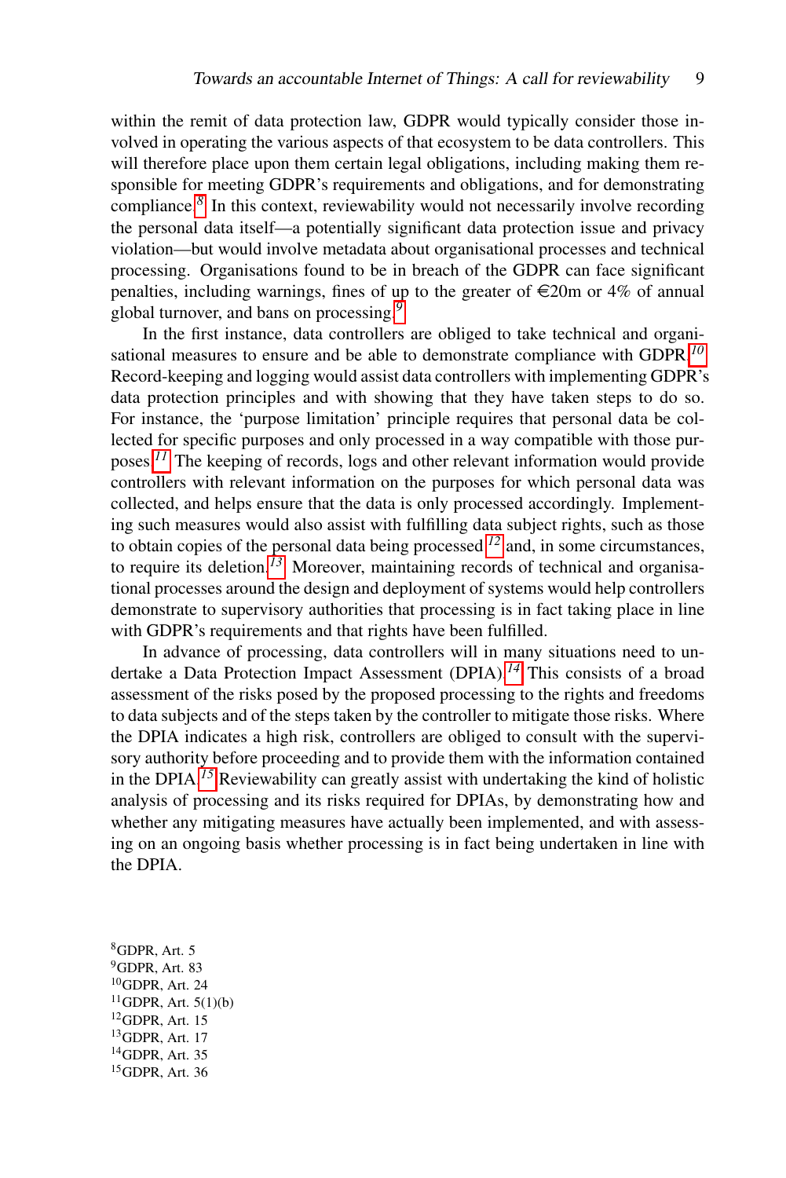within the remit of data protection law, GDPR would typically consider those involved in operating the various aspects of that ecosystem to be data controllers. This will therefore place upon them certain legal obligations, including making them responsible for meeting GDPR's requirements and obligations, and for demonstrating compliance.[8] In this context, reviewability would not necessarily involve recording the personal data itself—a potentially significant data protection issue and privacy violation—but would involve metadata about organisational processes and technical processing. Organisations found to be in breach of the GDPR can face significant penalties, including warnings, fines of up to the greater of €20m or 4% of annual global turnover, and bans on processing.[9]

In the first instance, data controllers are obliged to take technical and organisational measures to ensure and be able to demonstrate compliance with GDPR.[10] Record-keeping and logging would assist data controllers with implementing GDPR's data protection principles and with showing that they have taken steps to do so. For instance, the 'purpose limitation' principle requires that personal data be collected for specific purposes and only processed in a way compatible with those purposes.[11] The keeping of records, logs and other relevant information would provide controllers with relevant information on the purposes for which personal data was collected, and helps ensure that the data is only processed accordingly. Implementing such measures would also assist with fulfilling data subject rights, such as those to obtain copies of the personal data being processed[12] and, in some circumstances, to require its deletion.[13] Moreover, maintaining records of technical and organisational processes around the design and deployment of systems would help controllers demonstrate to supervisory authorities that processing is in fact taking place in line with GDPR's requirements and that rights have been fulfilled.

In advance of processing, data controllers will in many situations need to undertake a Data Protection Impact Assessment (DPIA).[14] This consists of a broad assessment of the risks posed by the proposed processing to the rights and freedoms to data subjects and of the steps taken by the controller to mitigate those risks. Where the DPIA indicates a high risk, controllers are obliged to consult with the supervisory authority before proceeding and to provide them with the information contained in the DPIA.[15] Reviewability can greatly assist with undertaking the kind of holistic analysis of processing and its risks required for DPIAs, by demonstrating how and whether any mitigating measures have actually been implemented, and with assessing on an ongoing basis whether processing is in fact being undertaken in line with the DPIA.

[8] GDPR, Art. 5
[9] GDPR, Art. 83
[10] GDPR, Art. 24
[11] GDPR, Art. 5(1)(b)
[12] GDPR, Art. 15
[13] GDPR, Art. 17
[14] GDPR, Art. 35
[15] GDPR, Art. 36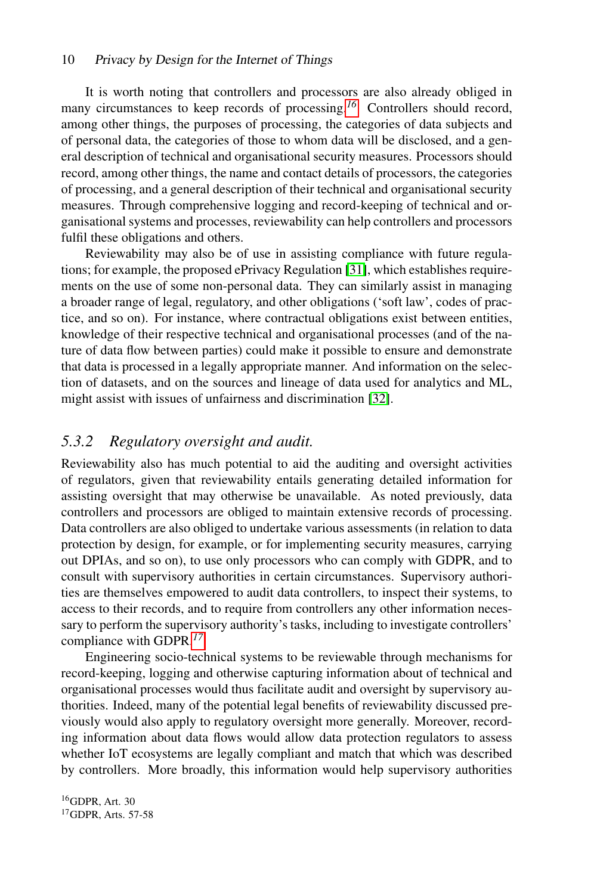It is worth noting that controllers and processors are also already obliged in many circumstances to keep records of processing.[16] Controllers should record, among other things, the purposes of processing, the categories of data subjects and of personal data, the categories of those to whom data will be disclosed, and a general description of technical and organisational security measures. Processors should record, among other things, the name and contact details of processors, the categories of processing, and a general description of their technical and organisational security measures. Through comprehensive logging and record-keeping of technical and organisational systems and processes, reviewability can help controllers and processors fulfil these obligations and others.

Reviewability may also be of use in assisting compliance with future regulations; for example, the proposed ePrivacy Regulation [31], which establishes requirements on the use of some non-personal data. They can similarly assist in managing a broader range of legal, regulatory, and other obligations ('soft law', codes of practice, and so on). For instance, where contractual obligations exist between entities, knowledge of their respective technical and organisational processes (and of the nature of data flow between parties) could make it possible to ensure and demonstrate that data is processed in a legally appropriate manner. And information on the selection of datasets, and on the sources and lineage of data used for analytics and ML, might assist with issues of unfairness and discrimination [32].

### 5.3.2 *Regulatory oversight and audit.*

Reviewability also has much potential to aid the auditing and oversight activities of regulators, given that reviewability entails generating detailed information for assisting oversight that may otherwise be unavailable. As noted previously, data controllers and processors are obliged to maintain extensive records of processing. Data controllers are also obliged to undertake various assessments (in relation to data protection by design, for example, or for implementing security measures, carrying out DPIAs, and so on), to use only processors who can comply with GDPR, and to consult with supervisory authorities in certain circumstances. Supervisory authorities are themselves empowered to audit data controllers, to inspect their systems, to access to their records, and to require from controllers any other information necessary to perform the supervisory authority's tasks, including to investigate controllers' compliance with GDPR.[17]

Engineering socio-technical systems to be reviewable through mechanisms for record-keeping, logging and otherwise capturing information about of technical and organisational processes would thus facilitate audit and oversight by supervisory authorities. Indeed, many of the potential legal benefits of reviewability discussed previously would also apply to regulatory oversight more generally. Moreover, recording information about data flows would allow data protection regulators to assess whether IoT ecosystems are legally compliant and match that which was described by controllers. More broadly, this information would help supervisory authorities

[16] GDPR, Art. 30

[17] GDPR, Arts. 57-58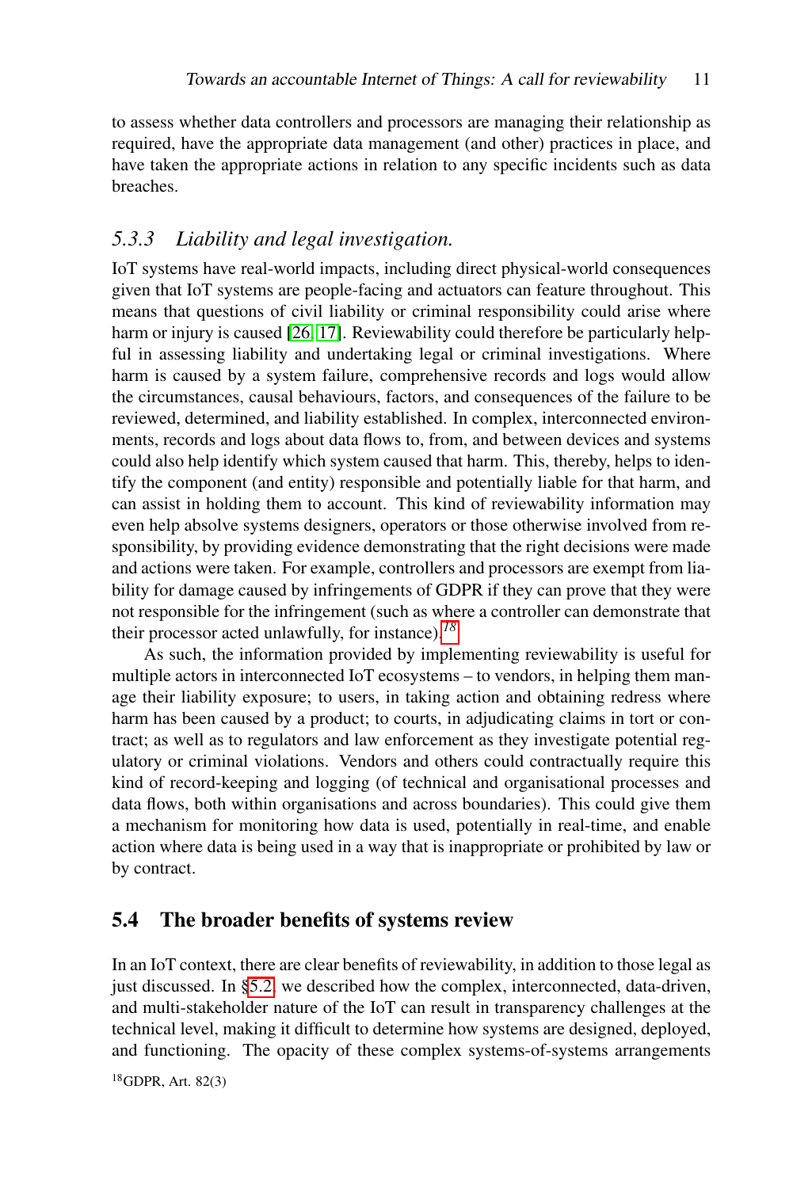to assess whether data controllers and processors are managing their relationship as required, have the appropriate data management (and other) practices in place, and have taken the appropriate actions in relation to any specific incidents such as data breaches.

### *5.3.3 Liability and legal investigation.*

IoT systems have real-world impacts, including direct physical-world consequences given that IoT systems are people-facing and actuators can feature throughout. This means that questions of civil liability or criminal responsibility could arise where harm or injury is caused [26, 17]. Reviewability could therefore be particularly helpful in assessing liability and undertaking legal or criminal investigations. Where harm is caused by a system failure, comprehensive records and logs would allow the circumstances, causal behaviours, factors, and consequences of the failure to be reviewed, determined, and liability established. In complex, interconnected environments, records and logs about data flows to, from, and between devices and systems could also help identify which system caused that harm. This, thereby, helps to identify the component (and entity) responsible and potentially liable for that harm, and can assist in holding them to account. This kind of reviewability information may even help absolve systems designers, operators or those otherwise involved from responsibility, by providing evidence demonstrating that the right decisions were made and actions were taken. For example, controllers and processors are exempt from liability for damage caused by infringements of GDPR if they can prove that they were not responsible for the infringement (such as where a controller can demonstrate that their processor acted unlawfully, for instance).[18]

As such, the information provided by implementing reviewability is useful for multiple actors in interconnected IoT ecosystems – to vendors, in helping them manage their liability exposure; to users, in taking action and obtaining redress where harm has been caused by a product; to courts, in adjudicating claims in tort or contract; as well as to regulators and law enforcement as they investigate potential regulatory or criminal violations. Vendors and others could contractually require this kind of record-keeping and logging (of technical and organisational processes and data flows, both within organisations and across boundaries). This could give them a mechanism for monitoring how data is used, potentially in real-time, and enable action where data is being used in a way that is inappropriate or prohibited by law or by contract.

## 5.4 The broader benefits of systems review

In an IoT context, there are clear benefits of reviewability, in addition to those legal as just discussed. In §5.2, we described how the complex, interconnected, data-driven, and multi-stakeholder nature of the IoT can result in transparency challenges at the technical level, making it difficult to determine how systems are designed, deployed, and functioning. The opacity of these complex systems-of-systems arrangements

[18] GDPR, Art. 82(3)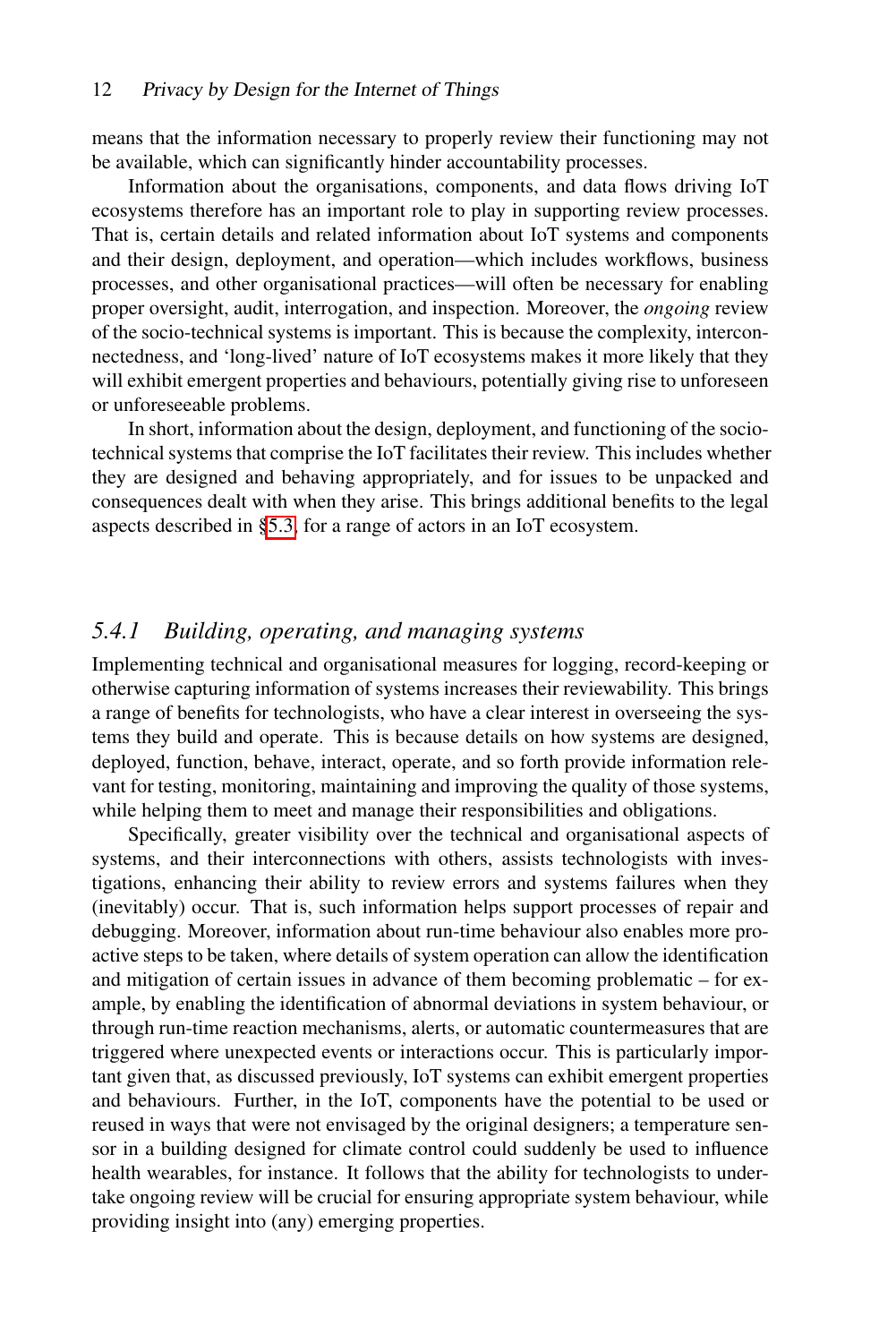means that the information necessary to properly review their functioning may not be available, which can significantly hinder accountability processes.

Information about the organisations, components, and data flows driving IoT ecosystems therefore has an important role to play in supporting review processes. That is, certain details and related information about IoT systems and components and their design, deployment, and operation—which includes workflows, business processes, and other organisational practices—will often be necessary for enabling proper oversight, audit, interrogation, and inspection. Moreover, the *ongoing* review of the socio-technical systems is important. This is because the complexity, interconnectedness, and 'long-lived' nature of IoT ecosystems makes it more likely that they will exhibit emergent properties and behaviours, potentially giving rise to unforeseen or unforeseeable problems.

In short, information about the design, deployment, and functioning of the socio-technical systems that comprise the IoT facilitates their review. This includes whether they are designed and behaving appropriately, and for issues to be unpacked and consequences dealt with when they arise. This brings additional benefits to the legal aspects described in §5.3, for a range of actors in an IoT ecosystem.

### 5.4.1 Building, operating, and managing systems

Implementing technical and organisational measures for logging, record-keeping or otherwise capturing information of systems increases their reviewability. This brings a range of benefits for technologists, who have a clear interest in overseeing the systems they build and operate. This is because details on how systems are designed, deployed, function, behave, interact, operate, and so forth provide information relevant for testing, monitoring, maintaining and improving the quality of those systems, while helping them to meet and manage their responsibilities and obligations.

Specifically, greater visibility over the technical and organisational aspects of systems, and their interconnections with others, assists technologists with investigations, enhancing their ability to review errors and systems failures when they (inevitably) occur. That is, such information helps support processes of repair and debugging. Moreover, information about run-time behaviour also enables more proactive steps to be taken, where details of system operation can allow the identification and mitigation of certain issues in advance of them becoming problematic – for example, by enabling the identification of abnormal deviations in system behaviour, or through run-time reaction mechanisms, alerts, or automatic countermeasures that are triggered where unexpected events or interactions occur. This is particularly important given that, as discussed previously, IoT systems can exhibit emergent properties and behaviours. Further, in the IoT, components have the potential to be used or reused in ways that were not envisaged by the original designers; a temperature sensor in a building designed for climate control could suddenly be used to influence health wearables, for instance. It follows that the ability for technologists to undertake ongoing review will be crucial for ensuring appropriate system behaviour, while providing insight into (any) emerging properties.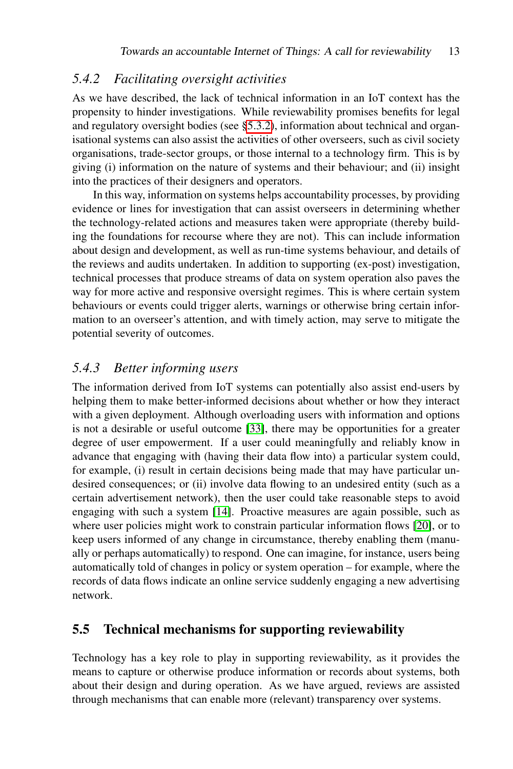### *5.4.2 Facilitating oversight activities*

As we have described, the lack of technical information in an IoT context has the propensity to hinder investigations. While reviewability promises benefits for legal and regulatory oversight bodies (see §5.3.2), information about technical and organisational systems can also assist the activities of other overseers, such as civil society organisations, trade-sector groups, or those internal to a technology firm. This is by giving (i) information on the nature of systems and their behaviour; and (ii) insight into the practices of their designers and operators.

In this way, information on systems helps accountability processes, by providing evidence or lines for investigation that can assist overseers in determining whether the technology-related actions and measures taken were appropriate (thereby building the foundations for recourse where they are not). This can include information about design and development, as well as run-time systems behaviour, and details of the reviews and audits undertaken. In addition to supporting (ex-post) investigation, technical processes that produce streams of data on system operation also paves the way for more active and responsive oversight regimes. This is where certain system behaviours or events could trigger alerts, warnings or otherwise bring certain information to an overseer's attention, and with timely action, may serve to mitigate the potential severity of outcomes.

### *5.4.3 Better informing users*

The information derived from IoT systems can potentially also assist end-users by helping them to make better-informed decisions about whether or how they interact with a given deployment. Although overloading users with information and options is not a desirable or useful outcome [33], there may be opportunities for a greater degree of user empowerment. If a user could meaningfully and reliably know in advance that engaging with (having their data flow into) a particular system could, for example, (i) result in certain decisions being made that may have particular undesired consequences; or (ii) involve data flowing to an undesired entity (such as a certain advertisement network), then the user could take reasonable steps to avoid engaging with such a system [14]. Proactive measures are again possible, such as where user policies might work to constrain particular information flows [20], or to keep users informed of any change in circumstance, thereby enabling them (manually or perhaps automatically) to respond. One can imagine, for instance, users being automatically told of changes in policy or system operation – for example, where the records of data flows indicate an online service suddenly engaging a new advertising network.

## 5.5 Technical mechanisms for supporting reviewability

Technology has a key role to play in supporting reviewability, as it provides the means to capture or otherwise produce information or records about systems, both about their design and during operation. As we have argued, reviews are assisted through mechanisms that can enable more (relevant) transparency over systems.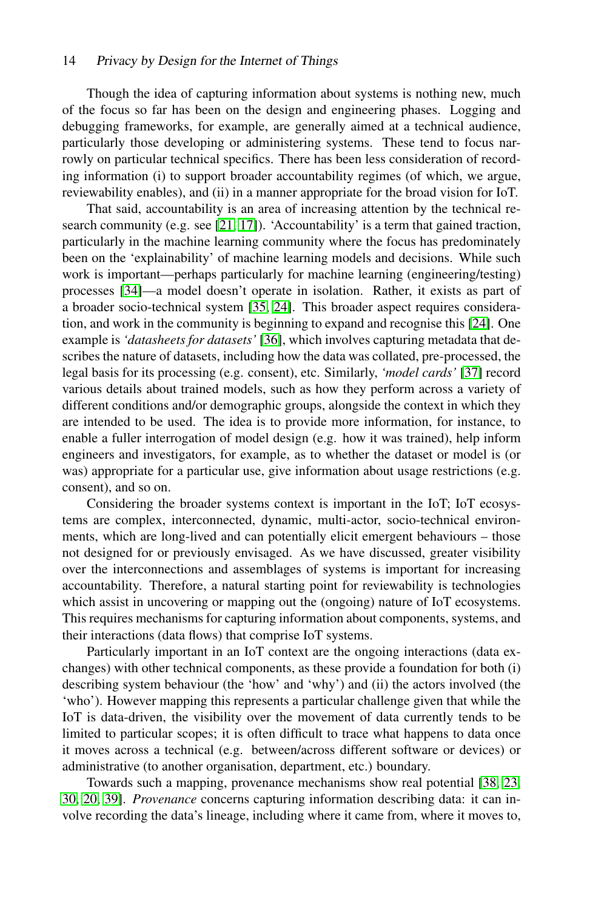Though the idea of capturing information about systems is nothing new, much of the focus so far has been on the design and engineering phases. Logging and debugging frameworks, for example, are generally aimed at a technical audience, particularly those developing or administering systems. These tend to focus narrowly on particular technical specifics. There has been less consideration of recording information (i) to support broader accountability regimes (of which, we argue, reviewability enables), and (ii) in a manner appropriate for the broad vision for IoT.

That said, accountability is an area of increasing attention by the technical research community (e.g. see [21, 17]). 'Accountability' is a term that gained traction, particularly in the machine learning community where the focus has predominately been on the 'explainability' of machine learning models and decisions. While such work is important—perhaps particularly for machine learning (engineering/testing) processes [34]—a model doesn't operate in isolation. Rather, it exists as part of a broader socio-technical system [35, 24]. This broader aspect requires consideration, and work in the community is beginning to expand and recognise this [24]. One example is *'datasheets for datasets'* [36], which involves capturing metadata that describes the nature of datasets, including how the data was collated, pre-processed, the legal basis for its processing (e.g. consent), etc. Similarly, *'model cards'* [37] record various details about trained models, such as how they perform across a variety of different conditions and/or demographic groups, alongside the context in which they are intended to be used. The idea is to provide more information, for instance, to enable a fuller interrogation of model design (e.g. how it was trained), help inform engineers and investigators, for example, as to whether the dataset or model is (or was) appropriate for a particular use, give information about usage restrictions (e.g. consent), and so on.

Considering the broader systems context is important in the IoT; IoT ecosystems are complex, interconnected, dynamic, multi-actor, socio-technical environments, which are long-lived and can potentially elicit emergent behaviours – those not designed for or previously envisaged. As we have discussed, greater visibility over the interconnections and assemblages of systems is important for increasing accountability. Therefore, a natural starting point for reviewability is technologies which assist in uncovering or mapping out the (ongoing) nature of IoT ecosystems. This requires mechanisms for capturing information about components, systems, and their interactions (data flows) that comprise IoT systems.

Particularly important in an IoT context are the ongoing interactions (data exchanges) with other technical components, as these provide a foundation for both (i) describing system behaviour (the 'how' and 'why') and (ii) the actors involved (the 'who'). However mapping this represents a particular challenge given that while the IoT is data-driven, the visibility over the movement of data currently tends to be limited to particular scopes; it is often difficult to trace what happens to data once it moves across a technical (e.g. between/across different software or devices) or administrative (to another organisation, department, etc.) boundary.

Towards such a mapping, provenance mechanisms show real potential [38, 23, 30, 20, 39]. *Provenance* concerns capturing information describing data: it can involve recording the data's lineage, including where it came from, where it moves to,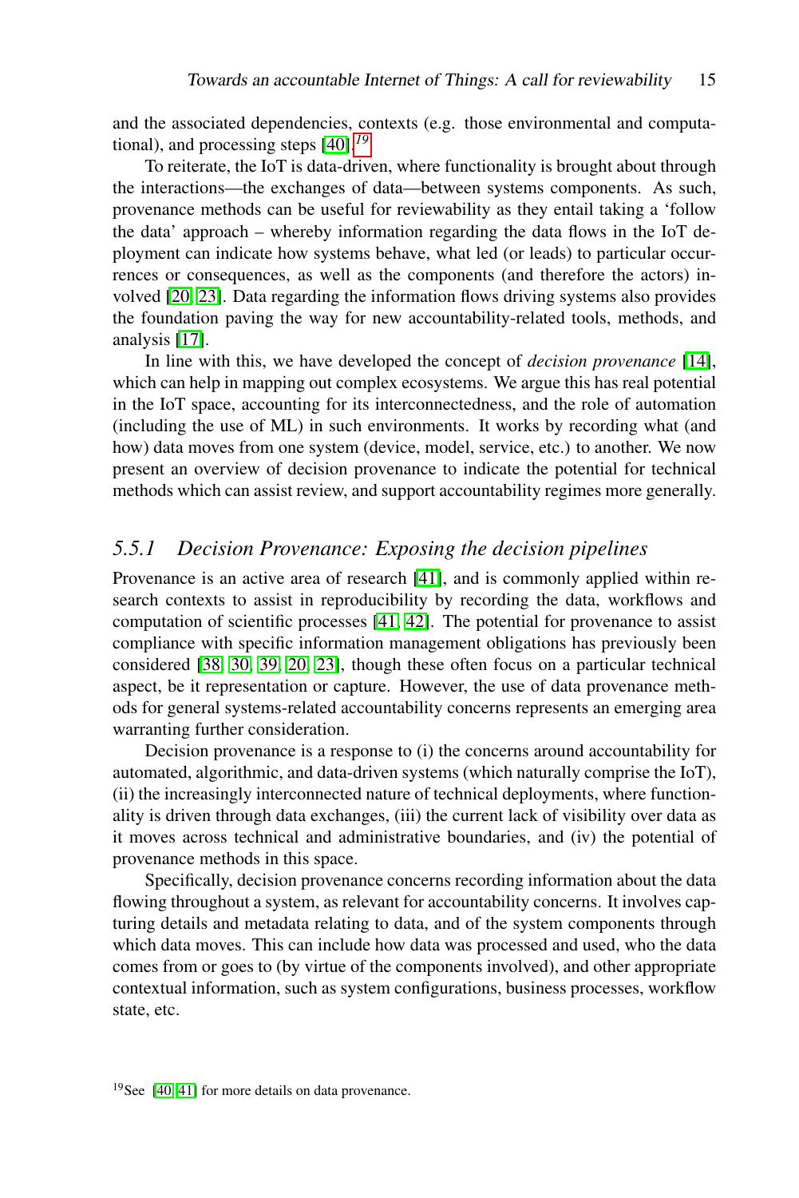and the associated dependencies, contexts (e.g. those environmental and computational), and processing steps [40].[19]

To reiterate, the IoT is data-driven, where functionality is brought about through the interactions—the exchanges of data—between systems components. As such, provenance methods can be useful for reviewability as they entail taking a 'follow the data' approach – whereby information regarding the data flows in the IoT deployment can indicate how systems behave, what led (or leads) to particular occurrences or consequences, as well as the components (and therefore the actors) involved [20, 23]. Data regarding the information flows driving systems also provides the foundation paving the way for new accountability-related tools, methods, and analysis [17].

In line with this, we have developed the concept of *decision provenance* [14], which can help in mapping out complex ecosystems. We argue this has real potential in the IoT space, accounting for its interconnectedness, and the role of automation (including the use of ML) in such environments. It works by recording what (and how) data moves from one system (device, model, service, etc.) to another. We now present an overview of decision provenance to indicate the potential for technical methods which can assist review, and support accountability regimes more generally.

### *5.5.1 Decision Provenance: Exposing the decision pipelines*

Provenance is an active area of research [41], and is commonly applied within research contexts to assist in reproducibility by recording the data, workflows and computation of scientific processes [41, 42]. The potential for provenance to assist compliance with specific information management obligations has previously been considered [38, 30, 39, 20, 23], though these often focus on a particular technical aspect, be it representation or capture. However, the use of data provenance methods for general systems-related accountability concerns represents an emerging area warranting further consideration.

Decision provenance is a response to (i) the concerns around accountability for automated, algorithmic, and data-driven systems (which naturally comprise the IoT), (ii) the increasingly interconnected nature of technical deployments, where functionality is driven through data exchanges, (iii) the current lack of visibility over data as it moves across technical and administrative boundaries, and (iv) the potential of provenance methods in this space.

Specifically, decision provenance concerns recording information about the data flowing throughout a system, as relevant for accountability concerns. It involves capturing details and metadata relating to data, and of the system components through which data moves. This can include how data was processed and used, who the data comes from or goes to (by virtue of the components involved), and other appropriate contextual information, such as system configurations, business processes, workflow state, etc.

[19] See [40, 41] for more details on data provenance.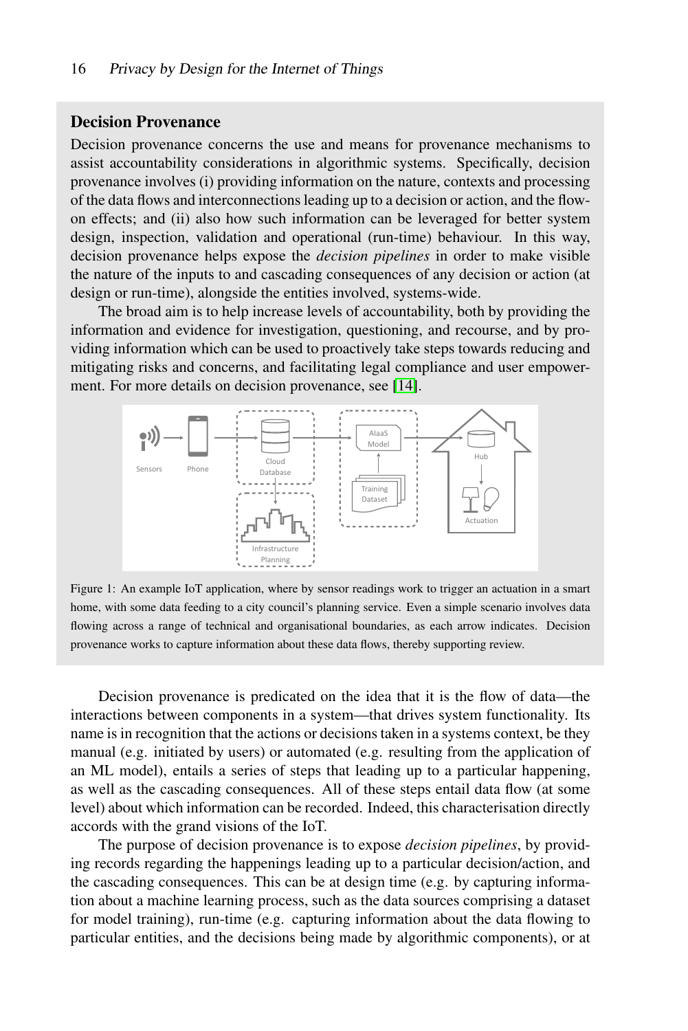### Decision Provenance

Decision provenance concerns the use and means for provenance mechanisms to assist accountability considerations in algorithmic systems. Specifically, decision provenance involves (i) providing information on the nature, contexts and processing of the data flows and interconnections leading up to a decision or action, and the flow-on effects; and (ii) also how such information can be leveraged for better system design, inspection, validation and operational (run-time) behaviour. In this way, decision provenance helps expose the *decision pipelines* in order to make visible the nature of the inputs to and cascading consequences of any decision or action (at design or run-time), alongside the entities involved, systems-wide.

The broad aim is to help increase levels of accountability, both by providing the information and evidence for investigation, questioning, and recourse, and by providing information which can be used to proactively take steps towards reducing and mitigating risks and concerns, and facilitating legal compliance and user empowerment. For more details on decision provenance, see [14].

Sensors
Phone
Cloud Database
Infrastructure Planning
AIaaS Model
Training Dataset
Hub
Actuation

Figure 1: An example IoT application, where by sensor readings work to trigger an actuation in a smart home, with some data feeding to a city council's planning service. Even a simple scenario involves data flowing across a range of technical and organisational boundaries, as each arrow indicates. Decision provenance works to capture information about these data flows, thereby supporting review.

Decision provenance is predicated on the idea that it is the flow of data—the interactions between components in a system—that drives system functionality. Its name is in recognition that the actions or decisions taken in a systems context, be they manual (e.g. initiated by users) or automated (e.g. resulting from the application of an ML model), entails a series of steps that leading up to a particular happening, as well as the cascading consequences. All of these steps entail data flow (at some level) about which information can be recorded. Indeed, this characterisation directly accords with the grand visions of the IoT.

The purpose of decision provenance is to expose *decision pipelines*, by providing records regarding the happenings leading up to a particular decision/action, and the cascading consequences. This can be at design time (e.g. by capturing information about a machine learning process, such as the data sources comprising a dataset for model training), run-time (e.g. capturing information about the data flowing to particular entities, and the decisions being made by algorithmic components), or at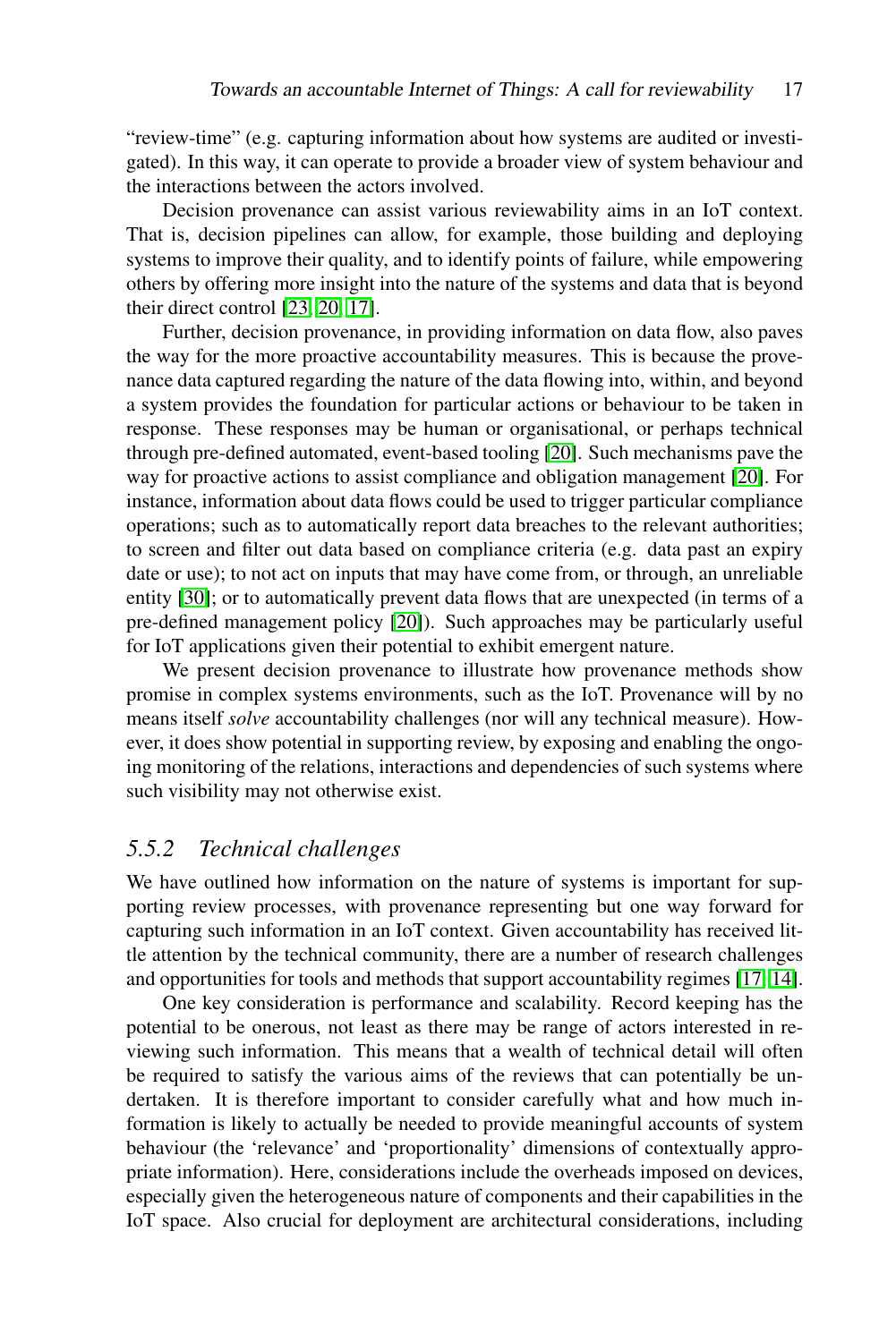"review-time" (e.g. capturing information about how systems are audited or investigated). In this way, it can operate to provide a broader view of system behaviour and the interactions between the actors involved.

Decision provenance can assist various reviewability aims in an IoT context. That is, decision pipelines can allow, for example, those building and deploying systems to improve their quality, and to identify points of failure, while empowering others by offering more insight into the nature of the systems and data that is beyond their direct control [23, 20, 17].

Further, decision provenance, in providing information on data flow, also paves the way for the more proactive accountability measures. This is because the provenance data captured regarding the nature of the data flowing into, within, and beyond a system provides the foundation for particular actions or behaviour to be taken in response. These responses may be human or organisational, or perhaps technical through pre-defined automated, event-based tooling [20]. Such mechanisms pave the way for proactive actions to assist compliance and obligation management [20]. For instance, information about data flows could be used to trigger particular compliance operations; such as to automatically report data breaches to the relevant authorities; to screen and filter out data based on compliance criteria (e.g. data past an expiry date or use); to not act on inputs that may have come from, or through, an unreliable entity [30]; or to automatically prevent data flows that are unexpected (in terms of a pre-defined management policy [20]). Such approaches may be particularly useful for IoT applications given their potential to exhibit emergent nature.

We present decision provenance to illustrate how provenance methods show promise in complex systems environments, such as the IoT. Provenance will by no means itself *solve* accountability challenges (nor will any technical measure). However, it does show potential in supporting review, by exposing and enabling the ongoing monitoring of the relations, interactions and dependencies of such systems where such visibility may not otherwise exist.

### *5.5.2 Technical challenges*

We have outlined how information on the nature of systems is important for supporting review processes, with provenance representing but one way forward for capturing such information in an IoT context. Given accountability has received little attention by the technical community, there are a number of research challenges and opportunities for tools and methods that support accountability regimes [17, 14].

One key consideration is performance and scalability. Record keeping has the potential to be onerous, not least as there may be range of actors interested in reviewing such information. This means that a wealth of technical detail will often be required to satisfy the various aims of the reviews that can potentially be undertaken. It is therefore important to consider carefully what and how much information is likely to actually be needed to provide meaningful accounts of system behaviour (the 'relevance' and 'proportionality' dimensions of contextually appropriate information). Here, considerations include the overheads imposed on devices, especially given the heterogeneous nature of components and their capabilities in the IoT space. Also crucial for deployment are architectural considerations, including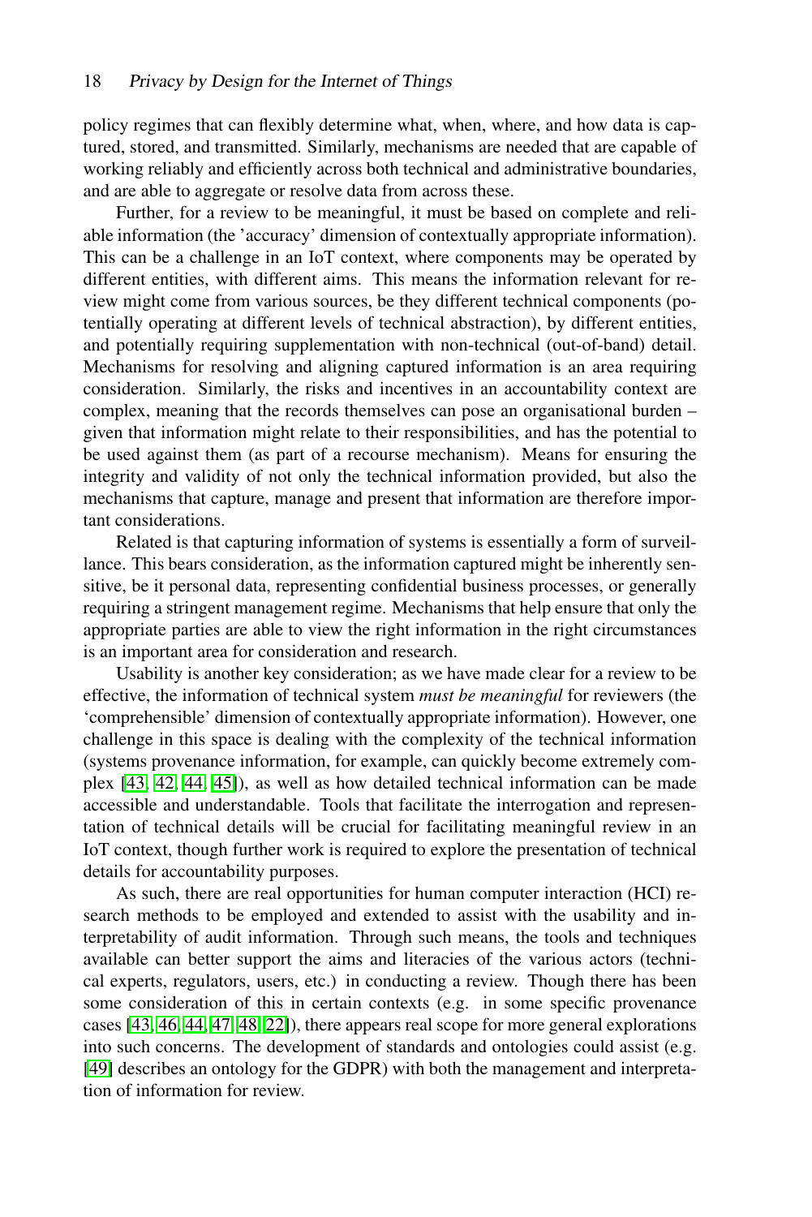policy regimes that can flexibly determine what, when, where, and how data is captured, stored, and transmitted. Similarly, mechanisms are needed that are capable of working reliably and efficiently across both technical and administrative boundaries, and are able to aggregate or resolve data from across these.

Further, for a review to be meaningful, it must be based on complete and reliable information (the 'accuracy' dimension of contextually appropriate information). This can be a challenge in an IoT context, where components may be operated by different entities, with different aims. This means the information relevant for review might come from various sources, be they different technical components (potentially operating at different levels of technical abstraction), by different entities, and potentially requiring supplementation with non-technical (out-of-band) detail. Mechanisms for resolving and aligning captured information is an area requiring consideration. Similarly, the risks and incentives in an accountability context are complex, meaning that the records themselves can pose an organisational burden – given that information might relate to their responsibilities, and has the potential to be used against them (as part of a recourse mechanism). Means for ensuring the integrity and validity of not only the technical information provided, but also the mechanisms that capture, manage and present that information are therefore important considerations.

Related is that capturing information of systems is essentially a form of surveillance. This bears consideration, as the information captured might be inherently sensitive, be it personal data, representing confidential business processes, or generally requiring a stringent management regime. Mechanisms that help ensure that only the appropriate parties are able to view the right information in the right circumstances is an important area for consideration and research.

Usability is another key consideration; as we have made clear for a review to be effective, the information of technical system *must be meaningful* for reviewers (the 'comprehensible' dimension of contextually appropriate information). However, one challenge in this space is dealing with the complexity of the technical information (systems provenance information, for example, can quickly become extremely complex [43, 42, 44, 45]), as well as how detailed technical information can be made accessible and understandable. Tools that facilitate the interrogation and representation of technical details will be crucial for facilitating meaningful review in an IoT context, though further work is required to explore the presentation of technical details for accountability purposes.

As such, there are real opportunities for human computer interaction (HCI) research methods to be employed and extended to assist with the usability and interpretability of audit information. Through such means, the tools and techniques available can better support the aims and literacies of the various actors (technical experts, regulators, users, etc.) in conducting a review. Though there has been some consideration of this in certain contexts (e.g. in some specific provenance cases [43, 46, 44, 47, 48, 22]), there appears real scope for more general explorations into such concerns. The development of standards and ontologies could assist (e.g. [49] describes an ontology for the GDPR) with both the management and interpretation of information for review.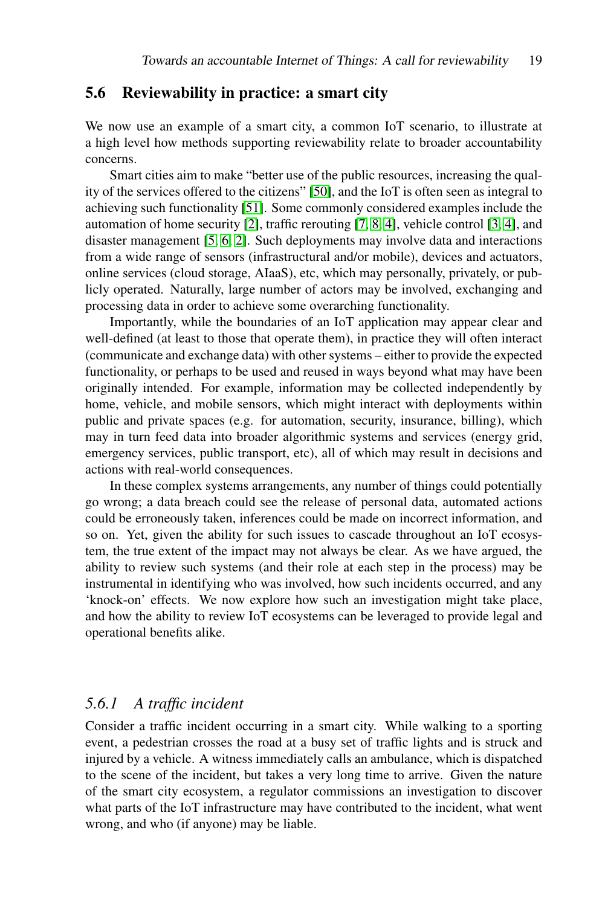## 5.6 Reviewability in practice: a smart city

We now use an example of a smart city, a common IoT scenario, to illustrate at a high level how methods supporting reviewability relate to broader accountability concerns.

Smart cities aim to make "better use of the public resources, increasing the quality of the services offered to the citizens" [50], and the IoT is often seen as integral to achieving such functionality [51]. Some commonly considered examples include the automation of home security [2], traffic rerouting [7, 8, 4], vehicle control [3, 4], and disaster management [5, 6, 2]. Such deployments may involve data and interactions from a wide range of sensors (infrastructural and/or mobile), devices and actuators, online services (cloud storage, AIaaS), etc, which may personally, privately, or publicly operated. Naturally, large number of actors may be involved, exchanging and processing data in order to achieve some overarching functionality.

Importantly, while the boundaries of an IoT application may appear clear and well-defined (at least to those that operate them), in practice they will often interact (communicate and exchange data) with other systems – either to provide the expected functionality, or perhaps to be used and reused in ways beyond what may have been originally intended. For example, information may be collected independently by home, vehicle, and mobile sensors, which might interact with deployments within public and private spaces (e.g. for automation, security, insurance, billing), which may in turn feed data into broader algorithmic systems and services (energy grid, emergency services, public transport, etc), all of which may result in decisions and actions with real-world consequences.

In these complex systems arrangements, any number of things could potentially go wrong; a data breach could see the release of personal data, automated actions could be erroneously taken, inferences could be made on incorrect information, and so on. Yet, given the ability for such issues to cascade throughout an IoT ecosystem, the true extent of the impact may not always be clear. As we have argued, the ability to review such systems (and their role at each step in the process) may be instrumental in identifying who was involved, how such incidents occurred, and any 'knock-on' effects. We now explore how such an investigation might take place, and how the ability to review IoT ecosystems can be leveraged to provide legal and operational benefits alike.

### *5.6.1 A traffic incident*

Consider a traffic incident occurring in a smart city. While walking to a sporting event, a pedestrian crosses the road at a busy set of traffic lights and is struck and injured by a vehicle. A witness immediately calls an ambulance, which is dispatched to the scene of the incident, but takes a very long time to arrive. Given the nature of the smart city ecosystem, a regulator commissions an investigation to discover what parts of the IoT infrastructure may have contributed to the incident, what went wrong, and who (if anyone) may be liable.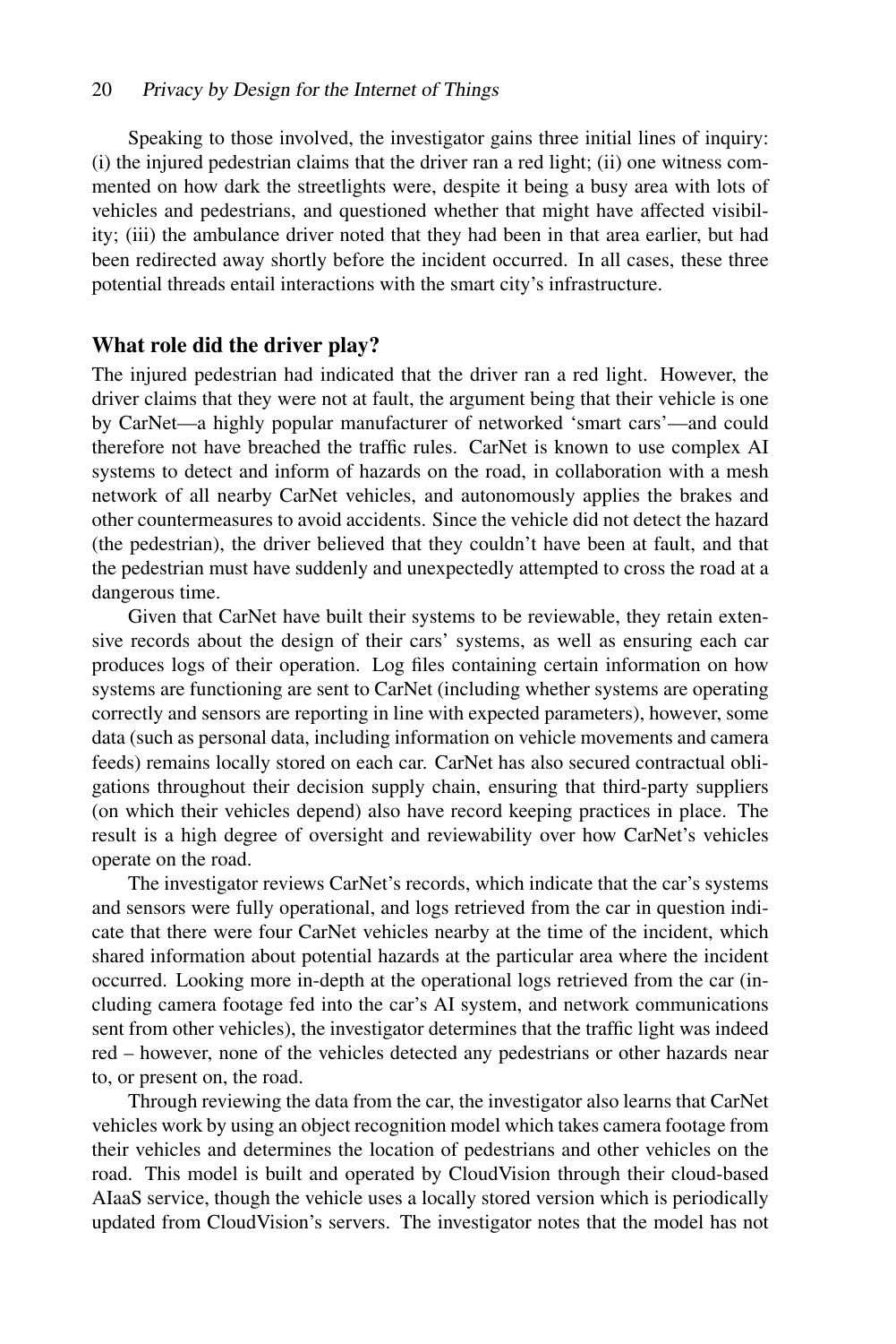Speaking to those involved, the investigator gains three initial lines of inquiry: (i) the injured pedestrian claims that the driver ran a red light; (ii) one witness commented on how dark the streetlights were, despite it being a busy area with lots of vehicles and pedestrians, and questioned whether that might have affected visibility; (iii) the ambulance driver noted that they had been in that area earlier, but had been redirected away shortly before the incident occurred. In all cases, these three potential threads entail interactions with the smart city's infrastructure.

### What role did the driver play?

The injured pedestrian had indicated that the driver ran a red light. However, the driver claims that they were not at fault, the argument being that their vehicle is one by CarNet—a highly popular manufacturer of networked 'smart cars'—and could therefore not have breached the traffic rules. CarNet is known to use complex AI systems to detect and inform of hazards on the road, in collaboration with a mesh network of all nearby CarNet vehicles, and autonomously applies the brakes and other countermeasures to avoid accidents. Since the vehicle did not detect the hazard (the pedestrian), the driver believed that they couldn't have been at fault, and that the pedestrian must have suddenly and unexpectedly attempted to cross the road at a dangerous time.

Given that CarNet have built their systems to be reviewable, they retain extensive records about the design of their cars' systems, as well as ensuring each car produces logs of their operation. Log files containing certain information on how systems are functioning are sent to CarNet (including whether systems are operating correctly and sensors are reporting in line with expected parameters), however, some data (such as personal data, including information on vehicle movements and camera feeds) remains locally stored on each car. CarNet has also secured contractual obligations throughout their decision supply chain, ensuring that third-party suppliers (on which their vehicles depend) also have record keeping practices in place. The result is a high degree of oversight and reviewability over how CarNet's vehicles operate on the road.

The investigator reviews CarNet's records, which indicate that the car's systems and sensors were fully operational, and logs retrieved from the car in question indicate that there were four CarNet vehicles nearby at the time of the incident, which shared information about potential hazards at the particular area where the incident occurred. Looking more in-depth at the operational logs retrieved from the car (including camera footage fed into the car's AI system, and network communications sent from other vehicles), the investigator determines that the traffic light was indeed red – however, none of the vehicles detected any pedestrians or other hazards near to, or present on, the road.

Through reviewing the data from the car, the investigator also learns that CarNet vehicles work by using an object recognition model which takes camera footage from their vehicles and determines the location of pedestrians and other vehicles on the road. This model is built and operated by CloudVision through their cloud-based AIaaS service, though the vehicle uses a locally stored version which is periodically updated from CloudVision's servers. The investigator notes that the model has not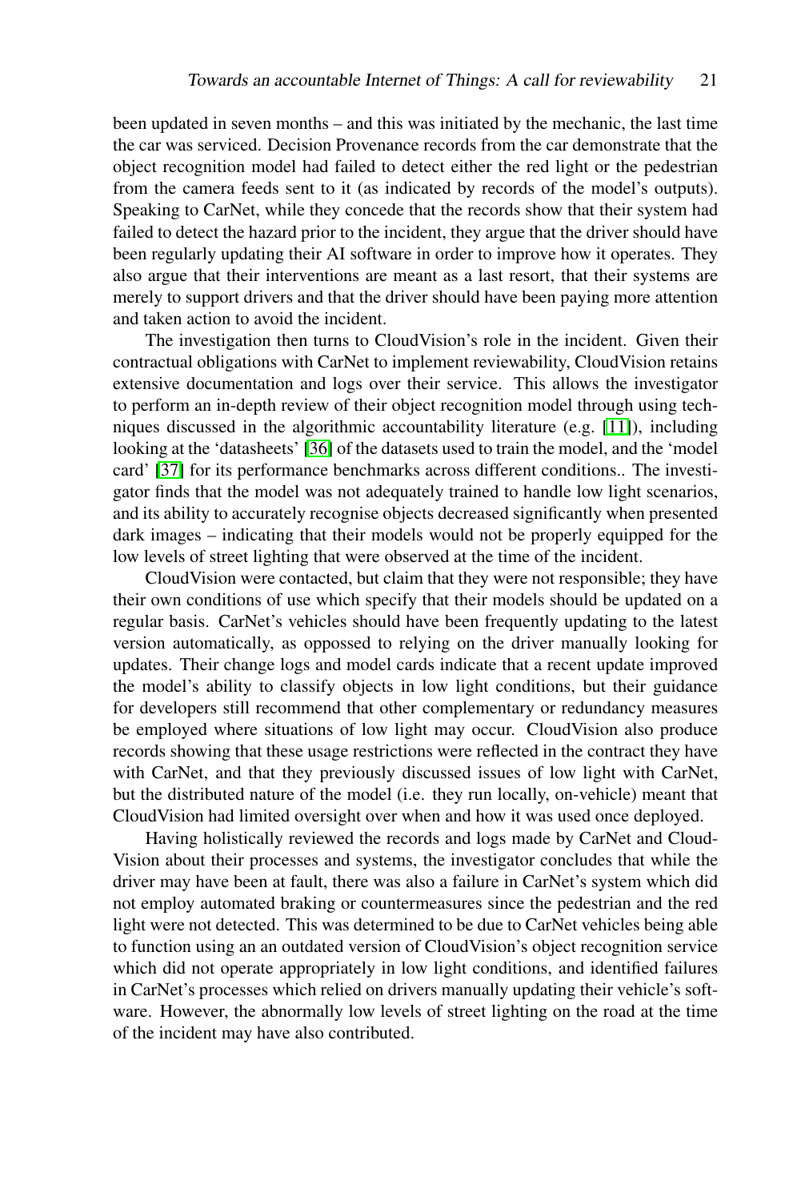been updated in seven months – and this was initiated by the mechanic, the last time the car was serviced. Decision Provenance records from the car demonstrate that the object recognition model had failed to detect either the red light or the pedestrian from the camera feeds sent to it (as indicated by records of the model's outputs). Speaking to CarNet, while they concede that the records show that their system had failed to detect the hazard prior to the incident, they argue that the driver should have been regularly updating their AI software in order to improve how it operates. They also argue that their interventions are meant as a last resort, that their systems are merely to support drivers and that the driver should have been paying more attention and taken action to avoid the incident.

The investigation then turns to CloudVision's role in the incident. Given their contractual obligations with CarNet to implement reviewability, CloudVision retains extensive documentation and logs over their service. This allows the investigator to perform an in-depth review of their object recognition model through using techniques discussed in the algorithmic accountability literature (e.g. [11]), including looking at the 'datasheets' [36] of the datasets used to train the model, and the 'model card' [37] for its performance benchmarks across different conditions.. The investigator finds that the model was not adequately trained to handle low light scenarios, and its ability to accurately recognise objects decreased significantly when presented dark images – indicating that their models would not be properly equipped for the low levels of street lighting that were observed at the time of the incident.

CloudVision were contacted, but claim that they were not responsible; they have their own conditions of use which specify that their models should be updated on a regular basis. CarNet's vehicles should have been frequently updating to the latest version automatically, as oppossed to relying on the driver manually looking for updates. Their change logs and model cards indicate that a recent update improved the model's ability to classify objects in low light conditions, but their guidance for developers still recommend that other complementary or redundancy measures be employed where situations of low light may occur. CloudVision also produce records showing that these usage restrictions were reflected in the contract they have with CarNet, and that they previously discussed issues of low light with CarNet, but the distributed nature of the model (i.e. they run locally, on-vehicle) meant that CloudVision had limited oversight over when and how it was used once deployed.

Having holistically reviewed the records and logs made by CarNet and CloudVision about their processes and systems, the investigator concludes that while the driver may have been at fault, there was also a failure in CarNet's system which did not employ automated braking or countermeasures since the pedestrian and the red light were not detected. This was determined to be due to CarNet vehicles being able to function using an an outdated version of CloudVision's object recognition service which did not operate appropriately in low light conditions, and identified failures in CarNet's processes which relied on drivers manually updating their vehicle's software. However, the abnormally low levels of street lighting on the road at the time of the incident may have also contributed.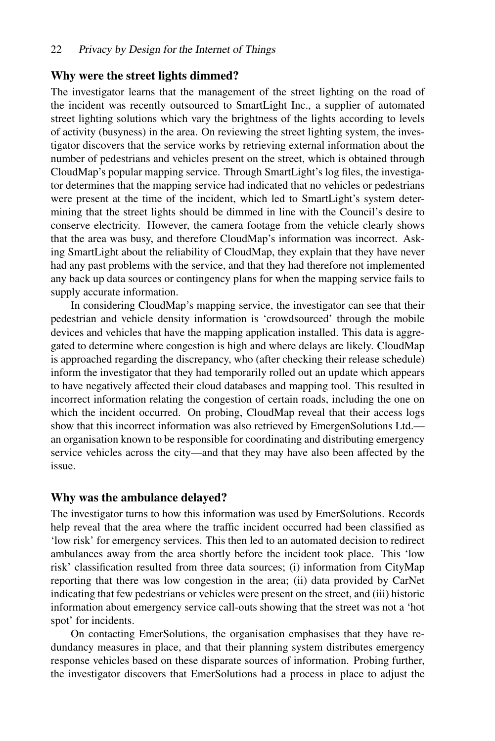### Why were the street lights dimmed?

The investigator learns that the management of the street lighting on the road of the incident was recently outsourced to SmartLight Inc., a supplier of automated street lighting solutions which vary the brightness of the lights according to levels of activity (busyness) in the area. On reviewing the street lighting system, the investigator discovers that the service works by retrieving external information about the number of pedestrians and vehicles present on the street, which is obtained through CloudMap's popular mapping service. Through SmartLight's log files, the investigator determines that the mapping service had indicated that no vehicles or pedestrians were present at the time of the incident, which led to SmartLight's system determining that the street lights should be dimmed in line with the Council's desire to conserve electricity. However, the camera footage from the vehicle clearly shows that the area was busy, and therefore CloudMap's information was incorrect. Asking SmartLight about the reliability of CloudMap, they explain that they have never had any past problems with the service, and that they had therefore not implemented any back up data sources or contingency plans for when the mapping service fails to supply accurate information.

In considering CloudMap's mapping service, the investigator can see that their pedestrian and vehicle density information is 'crowdsourced' through the mobile devices and vehicles that have the mapping application installed. This data is aggregated to determine where congestion is high and where delays are likely. CloudMap is approached regarding the discrepancy, who (after checking their release schedule) inform the investigator that they had temporarily rolled out an update which appears to have negatively affected their cloud databases and mapping tool. This resulted in incorrect information relating the congestion of certain roads, including the one on which the incident occurred. On probing, CloudMap reveal that their access logs show that this incorrect information was also retrieved by EmergenSolutions Ltd.—an organisation known to be responsible for coordinating and distributing emergency service vehicles across the city—and that they may have also been affected by the issue.

### Why was the ambulance delayed?

The investigator turns to how this information was used by EmerSolutions. Records help reveal that the area where the traffic incident occurred had been classified as 'low risk' for emergency services. This then led to an automated decision to redirect ambulances away from the area shortly before the incident took place. This 'low risk' classification resulted from three data sources; (i) information from CityMap reporting that there was low congestion in the area; (ii) data provided by CarNet indicating that few pedestrians or vehicles were present on the street, and (iii) historic information about emergency service call-outs showing that the street was not a 'hot spot' for incidents.

On contacting EmerSolutions, the organisation emphasises that they have redundancy measures in place, and that their planning system distributes emergency response vehicles based on these disparate sources of information. Probing further, the investigator discovers that EmerSolutions had a process in place to adjust the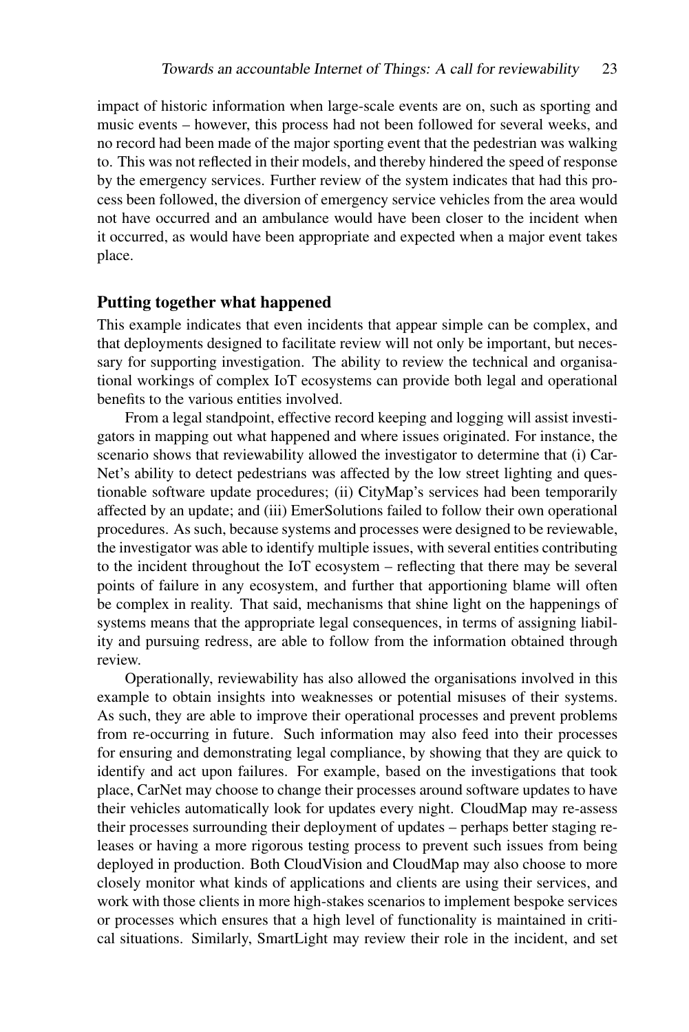impact of historic information when large-scale events are on, such as sporting and music events – however, this process had not been followed for several weeks, and no record had been made of the major sporting event that the pedestrian was walking to. This was not reflected in their models, and thereby hindered the speed of response by the emergency services. Further review of the system indicates that had this process been followed, the diversion of emergency service vehicles from the area would not have occurred and an ambulance would have been closer to the incident when it occurred, as would have been appropriate and expected when a major event takes place.

### Putting together what happened

This example indicates that even incidents that appear simple can be complex, and that deployments designed to facilitate review will not only be important, but necessary for supporting investigation. The ability to review the technical and organisational workings of complex IoT ecosystems can provide both legal and operational benefits to the various entities involved.

From a legal standpoint, effective record keeping and logging will assist investigators in mapping out what happened and where issues originated. For instance, the scenario shows that reviewability allowed the investigator to determine that (i) CarNet's ability to detect pedestrians was affected by the low street lighting and questionable software update procedures; (ii) CityMap's services had been temporarily affected by an update; and (iii) EmerSolutions failed to follow their own operational procedures. As such, because systems and processes were designed to be reviewable, the investigator was able to identify multiple issues, with several entities contributing to the incident throughout the IoT ecosystem – reflecting that there may be several points of failure in any ecosystem, and further that apportioning blame will often be complex in reality. That said, mechanisms that shine light on the happenings of systems means that the appropriate legal consequences, in terms of assigning liability and pursuing redress, are able to follow from the information obtained through review.

Operationally, reviewability has also allowed the organisations involved in this example to obtain insights into weaknesses or potential misuses of their systems. As such, they are able to improve their operational processes and prevent problems from re-occurring in future. Such information may also feed into their processes for ensuring and demonstrating legal compliance, by showing that they are quick to identify and act upon failures. For example, based on the investigations that took place, CarNet may choose to change their processes around software updates to have their vehicles automatically look for updates every night. CloudMap may re-assess their processes surrounding their deployment of updates – perhaps better staging releases or having a more rigorous testing process to prevent such issues from being deployed in production. Both CloudVision and CloudMap may also choose to more closely monitor what kinds of applications and clients are using their services, and work with those clients in more high-stakes scenarios to implement bespoke services or processes which ensures that a high level of functionality is maintained in critical situations. Similarly, SmartLight may review their role in the incident, and set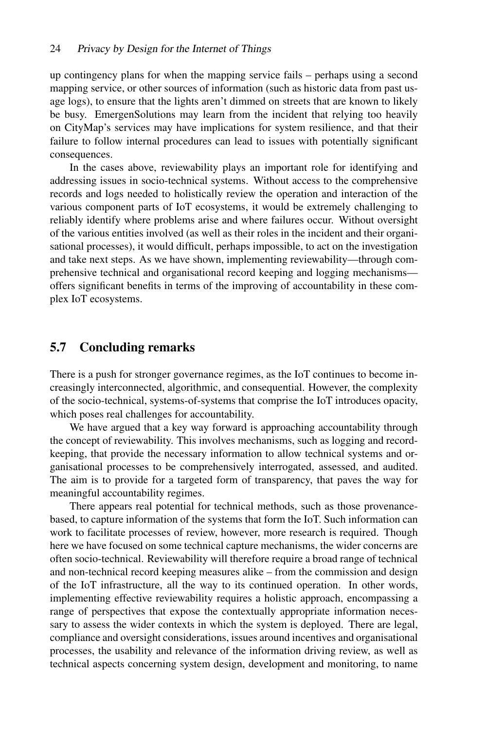up contingency plans for when the mapping service fails – perhaps using a second mapping service, or other sources of information (such as historic data from past usage logs), to ensure that the lights aren't dimmed on streets that are known to likely be busy. EmergenSolutions may learn from the incident that relying too heavily on CityMap's services may have implications for system resilience, and that their failure to follow internal procedures can lead to issues with potentially significant consequences.

In the cases above, reviewability plays an important role for identifying and addressing issues in socio-technical systems. Without access to the comprehensive records and logs needed to holistically review the operation and interaction of the various component parts of IoT ecosystems, it would be extremely challenging to reliably identify where problems arise and where failures occur. Without oversight of the various entities involved (as well as their roles in the incident and their organisational processes), it would difficult, perhaps impossible, to act on the investigation and take next steps. As we have shown, implementing reviewability—through comprehensive technical and organisational record keeping and logging mechanisms—offers significant benefits in terms of the improving of accountability in these complex IoT ecosystems.

## 5.7 Concluding remarks

There is a push for stronger governance regimes, as the IoT continues to become increasingly interconnected, algorithmic, and consequential. However, the complexity of the socio-technical, systems-of-systems that comprise the IoT introduces opacity, which poses real challenges for accountability.

We have argued that a key way forward is approaching accountability through the concept of reviewability. This involves mechanisms, such as logging and record-keeping, that provide the necessary information to allow technical systems and organisational processes to be comprehensively interrogated, assessed, and audited. The aim is to provide for a targeted form of transparency, that paves the way for meaningful accountability regimes.

There appears real potential for technical methods, such as those provenance-based, to capture information of the systems that form the IoT. Such information can work to facilitate processes of review, however, more research is required. Though here we have focused on some technical capture mechanisms, the wider concerns are often socio-technical. Reviewability will therefore require a broad range of technical and non-technical record keeping measures alike – from the commission and design of the IoT infrastructure, all the way to its continued operation. In other words, implementing effective reviewability requires a holistic approach, encompassing a range of perspectives that expose the contextually appropriate information necessary to assess the wider contexts in which the system is deployed. There are legal, compliance and oversight considerations, issues around incentives and organisational processes, the usability and relevance of the information driving review, as well as technical aspects concerning system design, development and monitoring, to name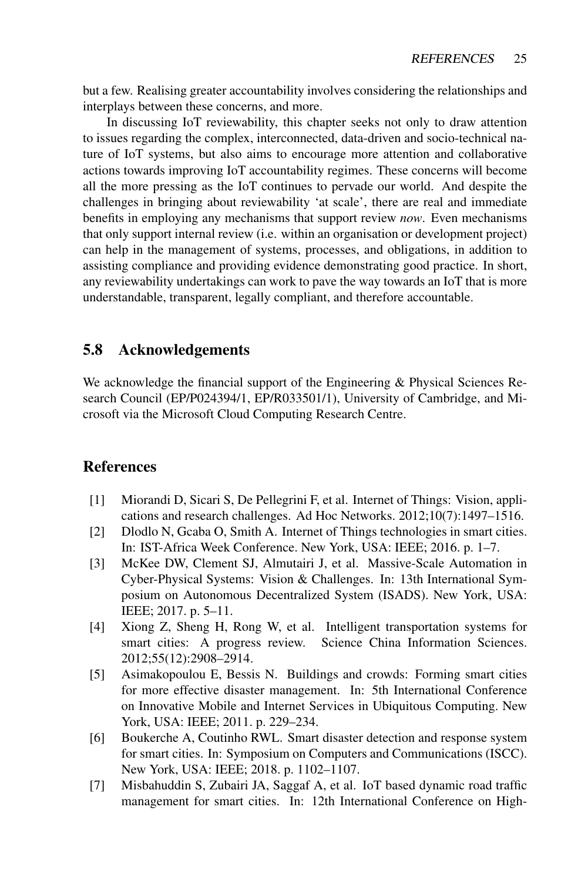but a few. Realising greater accountability involves considering the relationships and interplays between these concerns, and more.

In discussing IoT reviewability, this chapter seeks not only to draw attention to issues regarding the complex, interconnected, data-driven and socio-technical nature of IoT systems, but also aims to encourage more attention and collaborative actions towards improving IoT accountability regimes. These concerns will become all the more pressing as the IoT continues to pervade our world. And despite the challenges in bringing about reviewability 'at scale', there are real and immediate benefits in employing any mechanisms that support review *now*. Even mechanisms that only support internal review (i.e. within an organisation or development project) can help in the management of systems, processes, and obligations, in addition to assisting compliance and providing evidence demonstrating good practice. In short, any reviewability undertakings can work to pave the way towards an IoT that is more understandable, transparent, legally compliant, and therefore accountable.

## 5.8 Acknowledgements

We acknowledge the financial support of the Engineering & Physical Sciences Research Council (EP/P024394/1, EP/R033501/1), University of Cambridge, and Microsoft via the Microsoft Cloud Computing Research Centre.

## References

[1] Miorandi D, Sicari S, De Pellegrini F, et al. Internet of Things: Vision, applications and research challenges. Ad Hoc Networks. 2012;10(7):1497–1516.

[2] Dlodlo N, Gcaba O, Smith A. Internet of Things technologies in smart cities. In: IST-Africa Week Conference. New York, USA: IEEE; 2016. p. 1–7.

[3] McKee DW, Clement SJ, Almutairi J, et al. Massive-Scale Automation in Cyber-Physical Systems: Vision & Challenges. In: 13th International Symposium on Autonomous Decentralized System (ISADS). New York, USA: IEEE; 2017. p. 5–11.

[4] Xiong Z, Sheng H, Rong W, et al. Intelligent transportation systems for smart cities: A progress review. Science China Information Sciences. 2012;55(12):2908–2914.

[5] Asimakopoulou E, Bessis N. Buildings and crowds: Forming smart cities for more effective disaster management. In: 5th International Conference on Innovative Mobile and Internet Services in Ubiquitous Computing. New York, USA: IEEE; 2011. p. 229–234.

[6] Boukerche A, Coutinho RWL. Smart disaster detection and response system for smart cities. In: Symposium on Computers and Communications (ISCC). New York, USA: IEEE; 2018. p. 1102–1107.

[7] Misbahuddin S, Zubairi JA, Saggaf A, et al. IoT based dynamic road traffic management for smart cities. In: 12th International Conference on High-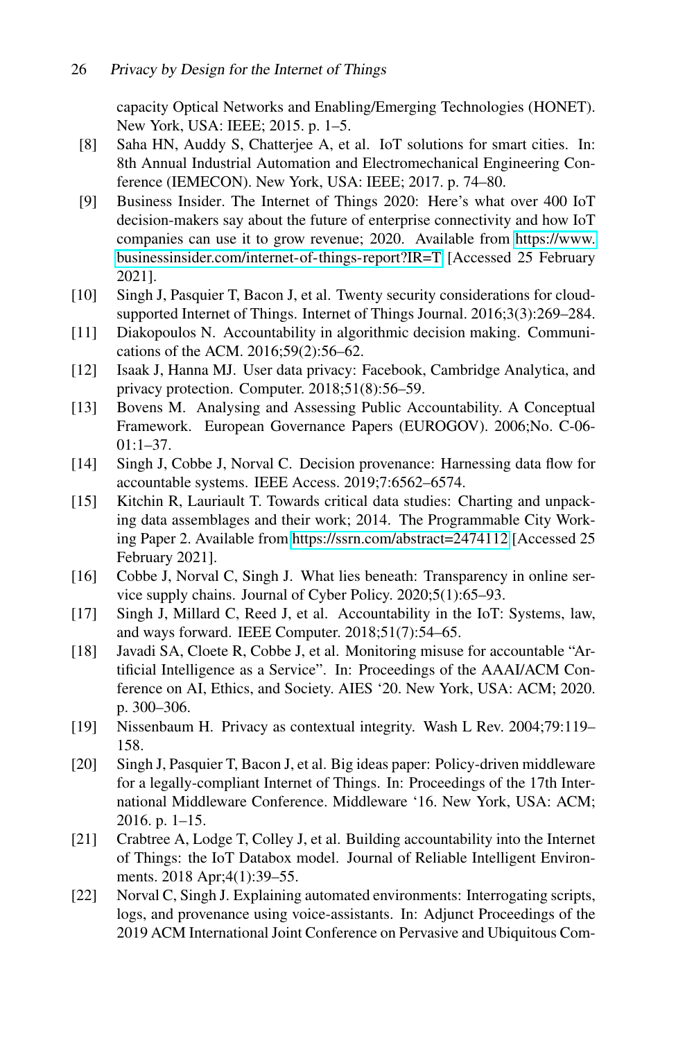capacity Optical Networks and Enabling/Emerging Technologies (HONET). New York, USA: IEEE; 2015. p. 1–5.

[8] Saha HN, Auddy S, Chatterjee A, et al. IoT solutions for smart cities. In: 8th Annual Industrial Automation and Electromechanical Engineering Conference (IEMECON). New York, USA: IEEE; 2017. p. 74–80.

[9] Business Insider. The Internet of Things 2020: Here's what over 400 IoT decision-makers say about the future of enterprise connectivity and how IoT companies can use it to grow revenue; 2020. Available from https://www.businessinsider.com/internet-of-things-report?IR=T [Accessed 25 February 2021].

[10] Singh J, Pasquier T, Bacon J, et al. Twenty security considerations for cloud-supported Internet of Things. Internet of Things Journal. 2016;3(3):269–284.

[11] Diakopoulos N. Accountability in algorithmic decision making. Communications of the ACM. 2016;59(2):56–62.

[12] Isaak J, Hanna MJ. User data privacy: Facebook, Cambridge Analytica, and privacy protection. Computer. 2018;51(8):56–59.

[13] Bovens M. Analysing and Assessing Public Accountability. A Conceptual Framework. European Governance Papers (EUROGOV). 2006;No. C-06-01:1–37.

[14] Singh J, Cobbe J, Norval C. Decision provenance: Harnessing data flow for accountable systems. IEEE Access. 2019;7:6562–6574.

[15] Kitchin R, Lauriault T. Towards critical data studies: Charting and unpacking data assemblages and their work; 2014. The Programmable City Working Paper 2. Available from https://ssrn.com/abstract=2474112 [Accessed 25 February 2021].

[16] Cobbe J, Norval C, Singh J. What lies beneath: Transparency in online service supply chains. Journal of Cyber Policy. 2020;5(1):65–93.

[17] Singh J, Millard C, Reed J, et al. Accountability in the IoT: Systems, law, and ways forward. IEEE Computer. 2018;51(7):54–65.

[18] Javadi SA, Cloete R, Cobbe J, et al. Monitoring misuse for accountable "Artificial Intelligence as a Service". In: Proceedings of the AAAI/ACM Conference on AI, Ethics, and Society. AIES '20. New York, USA: ACM; 2020. p. 300–306.

[19] Nissenbaum H. Privacy as contextual integrity. Wash L Rev. 2004;79:119–158.

[20] Singh J, Pasquier T, Bacon J, et al. Big ideas paper: Policy-driven middleware for a legally-compliant Internet of Things. In: Proceedings of the 17th International Middleware Conference. Middleware '16. New York, USA: ACM; 2016. p. 1–15.

[21] Crabtree A, Lodge T, Colley J, et al. Building accountability into the Internet of Things: the IoT Databox model. Journal of Reliable Intelligent Environments. 2018 Apr;4(1):39–55.

[22] Norval C, Singh J. Explaining automated environments: Interrogating scripts, logs, and provenance using voice-assistants. In: Adjunct Proceedings of the 2019 ACM International Joint Conference on Pervasive and Ubiquitous Com-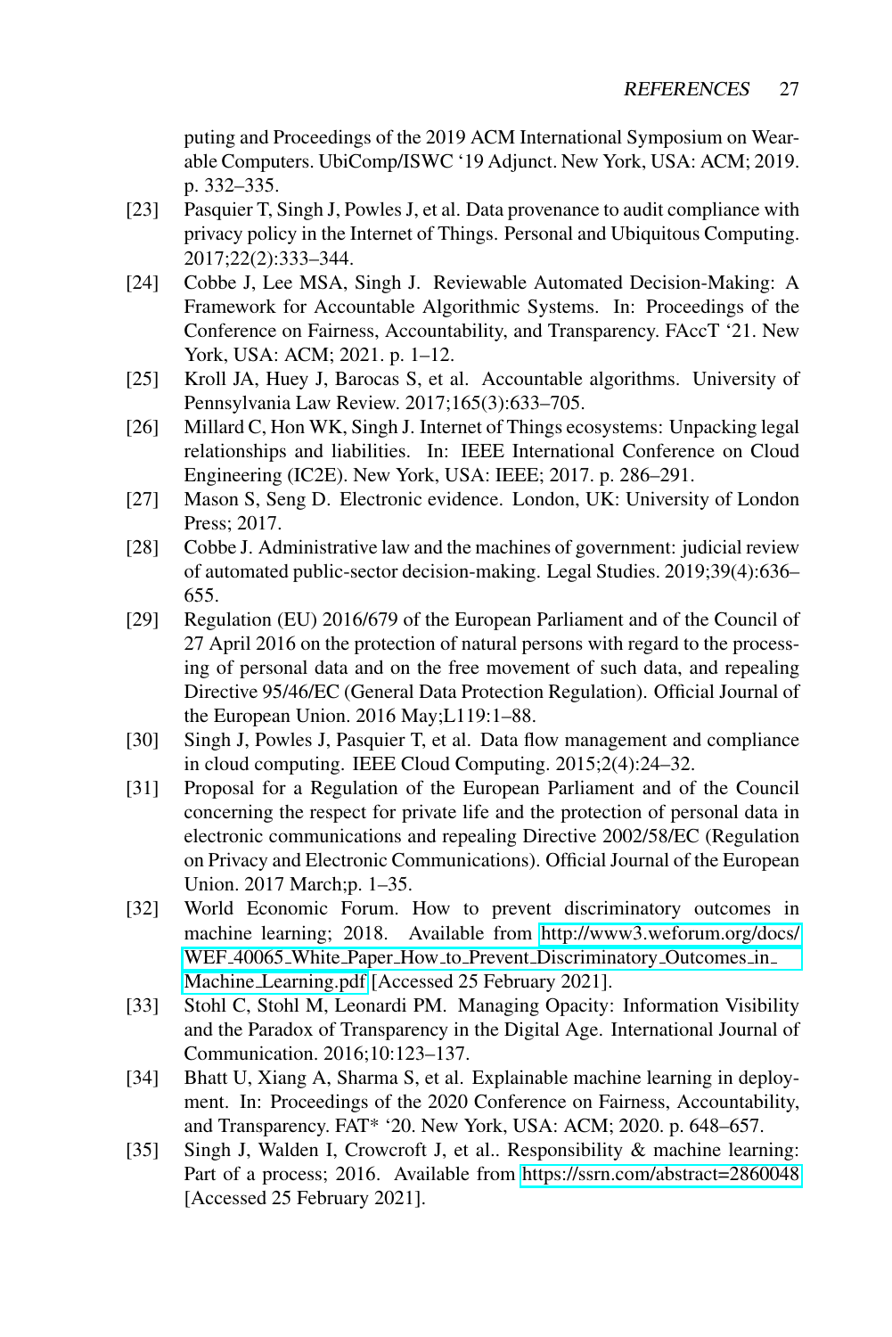puting and Proceedings of the 2019 ACM International Symposium on Wearable Computers. UbiComp/ISWC '19 Adjunct. New York, USA: ACM; 2019. p. 332–335.

[23] Pasquier T, Singh J, Powles J, et al. Data provenance to audit compliance with privacy policy in the Internet of Things. Personal and Ubiquitous Computing. 2017;22(2):333–344.

[24] Cobbe J, Lee MSA, Singh J. Reviewable Automated Decision-Making: A Framework for Accountable Algorithmic Systems. In: Proceedings of the Conference on Fairness, Accountability, and Transparency. FAccT '21. New York, USA: ACM; 2021. p. 1–12.

[25] Kroll JA, Huey J, Barocas S, et al. Accountable algorithms. University of Pennsylvania Law Review. 2017;165(3):633–705.

[26] Millard C, Hon WK, Singh J. Internet of Things ecosystems: Unpacking legal relationships and liabilities. In: IEEE International Conference on Cloud Engineering (IC2E). New York, USA: IEEE; 2017. p. 286–291.

[27] Mason S, Seng D. Electronic evidence. London, UK: University of London Press; 2017.

[28] Cobbe J. Administrative law and the machines of government: judicial review of automated public-sector decision-making. Legal Studies. 2019;39(4):636–655.

[29] Regulation (EU) 2016/679 of the European Parliament and of the Council of 27 April 2016 on the protection of natural persons with regard to the processing of personal data and on the free movement of such data, and repealing Directive 95/46/EC (General Data Protection Regulation). Official Journal of the European Union. 2016 May;L119:1–88.

[30] Singh J, Powles J, Pasquier T, et al. Data flow management and compliance in cloud computing. IEEE Cloud Computing. 2015;2(4):24–32.

[31] Proposal for a Regulation of the European Parliament and of the Council concerning the respect for private life and the protection of personal data in electronic communications and repealing Directive 2002/58/EC (Regulation on Privacy and Electronic Communications). Official Journal of the European Union. 2017 March;p. 1–35.

[32] World Economic Forum. How to prevent discriminatory outcomes in machine learning; 2018. Available from http://www3.weforum.org/docs/WEF_40065_White_Paper_How_to_Prevent_Discriminatory_Outcomes_in_Machine_Learning.pdf [Accessed 25 February 2021].

[33] Stohl C, Stohl M, Leonardi PM. Managing Opacity: Information Visibility and the Paradox of Transparency in the Digital Age. International Journal of Communication. 2016;10:123–137.

[34] Bhatt U, Xiang A, Sharma S, et al. Explainable machine learning in deployment. In: Proceedings of the 2020 Conference on Fairness, Accountability, and Transparency. FAT* '20. New York, USA: ACM; 2020. p. 648–657.

[35] Singh J, Walden I, Crowcroft J, et al.. Responsibility & machine learning: Part of a process; 2016. Available from https://ssrn.com/abstract=2860048 [Accessed 25 February 2021].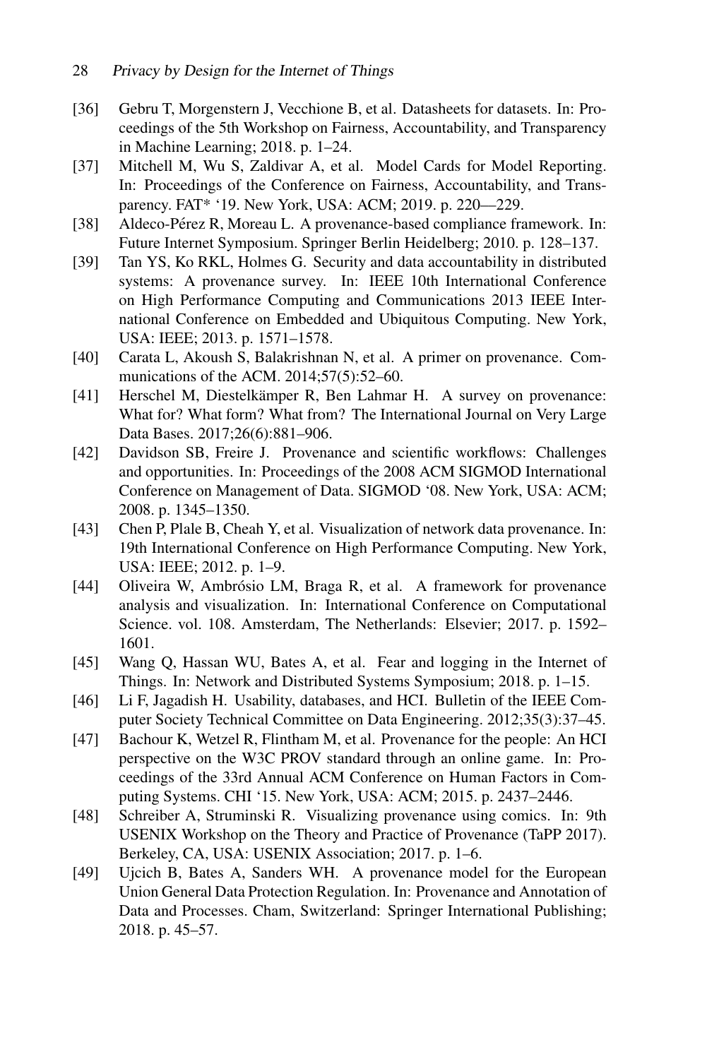[36] Gebru T, Morgenstern J, Vecchione B, et al. Datasheets for datasets. In: Proceedings of the 5th Workshop on Fairness, Accountability, and Transparency in Machine Learning; 2018. p. 1–24.

[37] Mitchell M, Wu S, Zaldivar A, et al. Model Cards for Model Reporting. In: Proceedings of the Conference on Fairness, Accountability, and Transparency. FAT* '19. New York, USA: ACM; 2019. p. 220—229.

[38] Aldeco-Pérez R, Moreau L. A provenance-based compliance framework. In: Future Internet Symposium. Springer Berlin Heidelberg; 2010. p. 128–137.

[39] Tan YS, Ko RKL, Holmes G. Security and data accountability in distributed systems: A provenance survey. In: IEEE 10th International Conference on High Performance Computing and Communications 2013 IEEE International Conference on Embedded and Ubiquitous Computing. New York, USA: IEEE; 2013. p. 1571–1578.

[40] Carata L, Akoush S, Balakrishnan N, et al. A primer on provenance. Communications of the ACM. 2014;57(5):52–60.

[41] Herschel M, Diestelkämper R, Ben Lahmar H. A survey on provenance: What for? What form? What from? The International Journal on Very Large Data Bases. 2017;26(6):881–906.

[42] Davidson SB, Freire J. Provenance and scientific workflows: Challenges and opportunities. In: Proceedings of the 2008 ACM SIGMOD International Conference on Management of Data. SIGMOD '08. New York, USA: ACM; 2008. p. 1345–1350.

[43] Chen P, Plale B, Cheah Y, et al. Visualization of network data provenance. In: 19th International Conference on High Performance Computing. New York, USA: IEEE; 2012. p. 1–9.

[44] Oliveira W, Ambrósio LM, Braga R, et al. A framework for provenance analysis and visualization. In: International Conference on Computational Science. vol. 108. Amsterdam, The Netherlands: Elsevier; 2017. p. 1592–1601.

[45] Wang Q, Hassan WU, Bates A, et al. Fear and logging in the Internet of Things. In: Network and Distributed Systems Symposium; 2018. p. 1–15.

[46] Li F, Jagadish H. Usability, databases, and HCI. Bulletin of the IEEE Computer Society Technical Committee on Data Engineering. 2012;35(3):37–45.

[47] Bachour K, Wetzel R, Flintham M, et al. Provenance for the people: An HCI perspective on the W3C PROV standard through an online game. In: Proceedings of the 33rd Annual ACM Conference on Human Factors in Computing Systems. CHI '15. New York, USA: ACM; 2015. p. 2437–2446.

[48] Schreiber A, Struminski R. Visualizing provenance using comics. In: 9th USENIX Workshop on the Theory and Practice of Provenance (TaPP 2017). Berkeley, CA, USA: USENIX Association; 2017. p. 1–6.

[49] Ujcich B, Bates A, Sanders WH. A provenance model for the European Union General Data Protection Regulation. In: Provenance and Annotation of Data and Processes. Cham, Switzerland: Springer International Publishing; 2018. p. 45–57.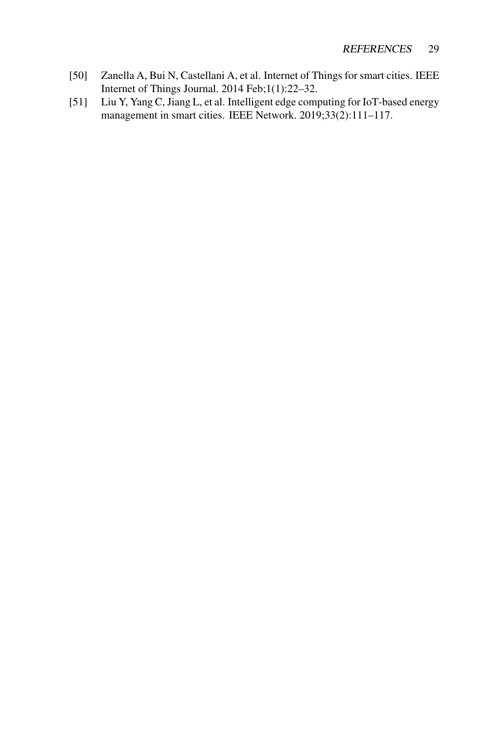[50] Zanella A, Bui N, Castellani A, et al. Internet of Things for smart cities. IEEE Internet of Things Journal. 2014 Feb;1(1):22–32.

[51] Liu Y, Yang C, Jiang L, et al. Intelligent edge computing for IoT-based energy management in smart cities. IEEE Network. 2019;33(2):111–117.